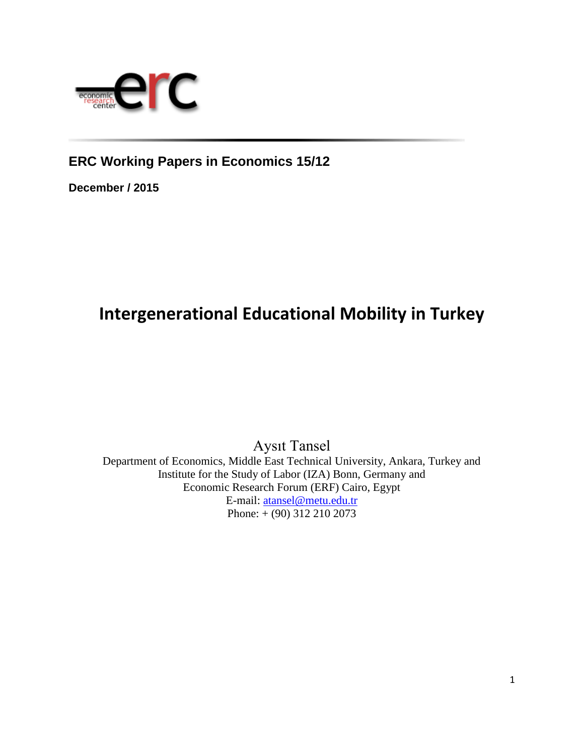**ERC Working Papers in Economics 15/12**

**December / 2015**

# Intergenerational Educational Mobility in Turkey

Aysıt Tansel
Department of Economics, Middle East Technical University, Ankara, Turkey and
Institute for the Study of Labor (IZA) Bonn, Germany and
Economic Research Forum (ERF) Cairo, Egypt
E-mail: atansel@metu.edu.tr
Phone: + (90) 312 210 2073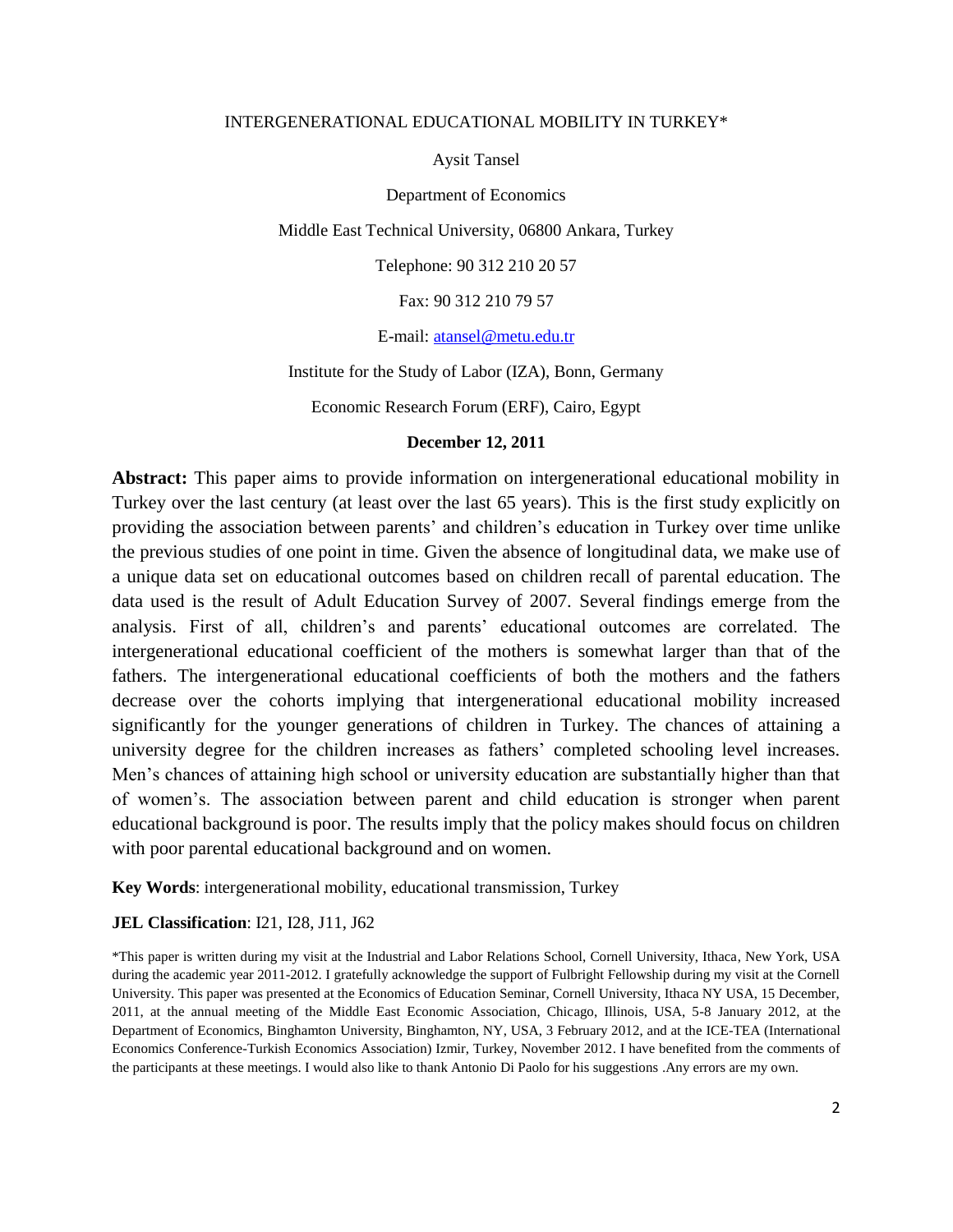# INTERGENERATIONAL EDUCATIONAL MOBILITY IN TURKEY*

Aysit Tansel

Department of Economics

Middle East Technical University, 06800 Ankara, Turkey

Telephone: 90 312 210 20 57

Fax: 90 312 210 79 57

E-mail: atansel@metu.edu.tr

Institute for the Study of Labor (IZA), Bonn, Germany

Economic Research Forum (ERF), Cairo, Egypt

**December 12, 2011**

**Abstract:** This paper aims to provide information on intergenerational educational mobility in Turkey over the last century (at least over the last 65 years). This is the first study explicitly on providing the association between parents' and children's education in Turkey over time unlike the previous studies of one point in time. Given the absence of longitudinal data, we make use of a unique data set on educational outcomes based on children recall of parental education. The data used is the result of Adult Education Survey of 2007. Several findings emerge from the analysis. First of all, children's and parents' educational outcomes are correlated. The intergenerational educational coefficient of the mothers is somewhat larger than that of the fathers. The intergenerational educational coefficients of both the mothers and the fathers decrease over the cohorts implying that intergenerational educational mobility increased significantly for the younger generations of children in Turkey. The chances of attaining a university degree for the children increases as fathers' completed schooling level increases. Men's chances of attaining high school or university education are substantially higher than that of women's. The association between parent and child education is stronger when parent educational background is poor. The results imply that the policy makes should focus on children with poor parental educational background and on women.

**Key Words**: intergenerational mobility, educational transmission, Turkey

**JEL Classification**: I21, I28, J11, J62

*This paper is written during my visit at the Industrial and Labor Relations School, Cornell University, Ithaca, New York, USA during the academic year 2011-2012. I gratefully acknowledge the support of Fulbright Fellowship during my visit at the Cornell University. This paper was presented at the Economics of Education Seminar, Cornell University, Ithaca NY USA, 15 December, 2011, at the annual meeting of the Middle East Economic Association, Chicago, Illinois, USA, 5-8 January 2012, at the Department of Economics, Binghamton University, Binghamton, NY, USA, 3 February 2012, and at the ICE-TEA (International Economics Conference-Turkish Economics Association) Izmir, Turkey, November 2012. I have benefited from the comments of the participants at these meetings. I would also like to thank Antonio Di Paolo for his suggestions .Any errors are my own.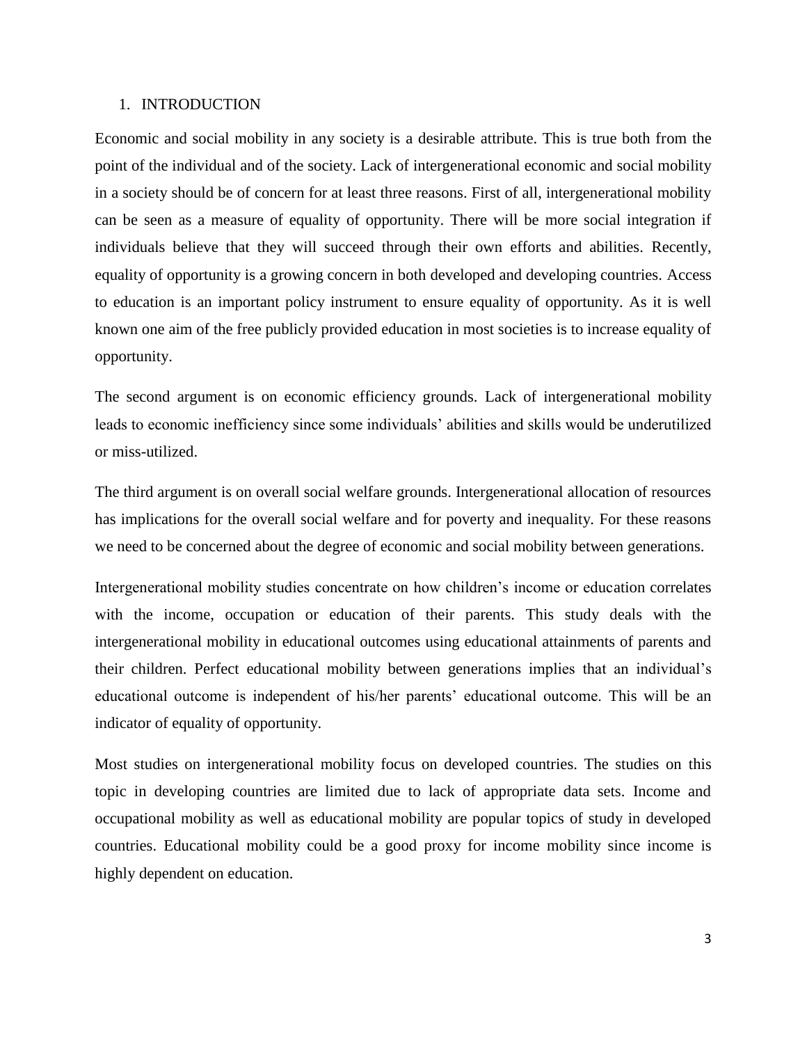# 1. INTRODUCTION

Economic and social mobility in any society is a desirable attribute. This is true both from the point of the individual and of the society. Lack of intergenerational economic and social mobility in a society should be of concern for at least three reasons. First of all, intergenerational mobility can be seen as a measure of equality of opportunity. There will be more social integration if individuals believe that they will succeed through their own efforts and abilities. Recently, equality of opportunity is a growing concern in both developed and developing countries. Access to education is an important policy instrument to ensure equality of opportunity. As it is well known one aim of the free publicly provided education in most societies is to increase equality of opportunity.

The second argument is on economic efficiency grounds. Lack of intergenerational mobility leads to economic inefficiency since some individuals' abilities and skills would be underutilized or miss-utilized.

The third argument is on overall social welfare grounds. Intergenerational allocation of resources has implications for the overall social welfare and for poverty and inequality. For these reasons we need to be concerned about the degree of economic and social mobility between generations.

Intergenerational mobility studies concentrate on how children's income or education correlates with the income, occupation or education of their parents. This study deals with the intergenerational mobility in educational outcomes using educational attainments of parents and their children. Perfect educational mobility between generations implies that an individual's educational outcome is independent of his/her parents' educational outcome. This will be an indicator of equality of opportunity.

Most studies on intergenerational mobility focus on developed countries. The studies on this topic in developing countries are limited due to lack of appropriate data sets. Income and occupational mobility as well as educational mobility are popular topics of study in developed countries. Educational mobility could be a good proxy for income mobility since income is highly dependent on education.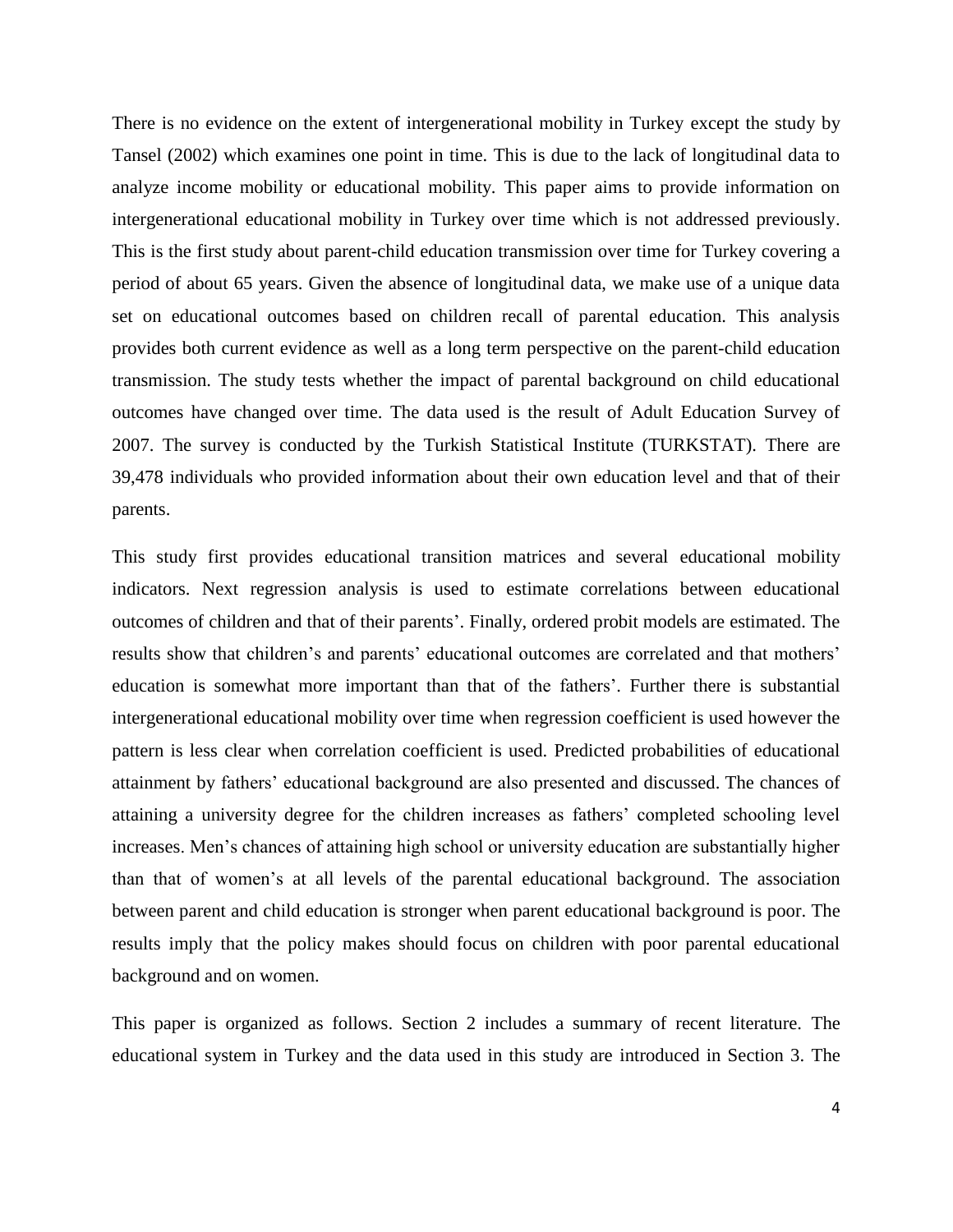There is no evidence on the extent of intergenerational mobility in Turkey except the study by Tansel (2002) which examines one point in time. This is due to the lack of longitudinal data to analyze income mobility or educational mobility. This paper aims to provide information on intergenerational educational mobility in Turkey over time which is not addressed previously. This is the first study about parent-child education transmission over time for Turkey covering a period of about 65 years. Given the absence of longitudinal data, we make use of a unique data set on educational outcomes based on children recall of parental education. This analysis provides both current evidence as well as a long term perspective on the parent-child education transmission. The study tests whether the impact of parental background on child educational outcomes have changed over time. The data used is the result of Adult Education Survey of 2007. The survey is conducted by the Turkish Statistical Institute (TURKSTAT). There are 39,478 individuals who provided information about their own education level and that of their parents.

This study first provides educational transition matrices and several educational mobility indicators. Next regression analysis is used to estimate correlations between educational outcomes of children and that of their parents'. Finally, ordered probit models are estimated. The results show that children's and parents' educational outcomes are correlated and that mothers' education is somewhat more important than that of the fathers'. Further there is substantial intergenerational educational mobility over time when regression coefficient is used however the pattern is less clear when correlation coefficient is used. Predicted probabilities of educational attainment by fathers' educational background are also presented and discussed. The chances of attaining a university degree for the children increases as fathers' completed schooling level increases. Men's chances of attaining high school or university education are substantially higher than that of women's at all levels of the parental educational background. The association between parent and child education is stronger when parent educational background is poor. The results imply that the policy makes should focus on children with poor parental educational background and on women.

This paper is organized as follows. Section 2 includes a summary of recent literature. The educational system in Turkey and the data used in this study are introduced in Section 3. The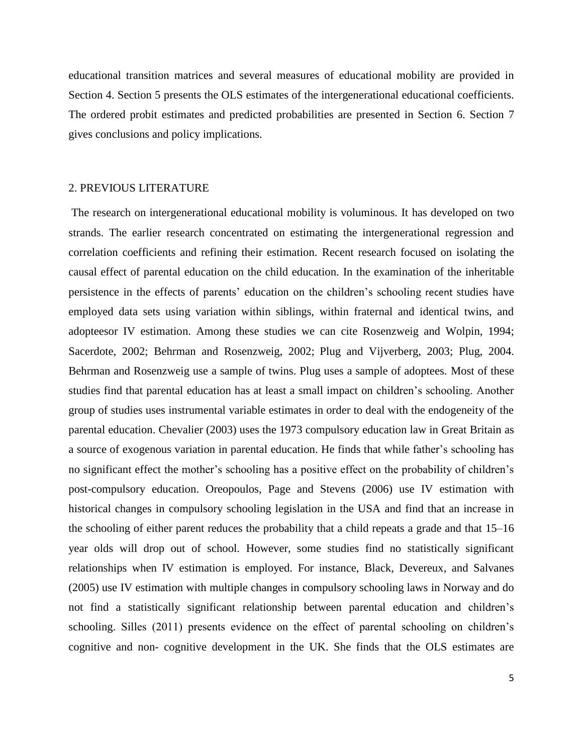educational transition matrices and several measures of educational mobility are provided in Section 4. Section 5 presents the OLS estimates of the intergenerational educational coefficients. The ordered probit estimates and predicted probabilities are presented in Section 6. Section 7 gives conclusions and policy implications.

## 2. PREVIOUS LITERATURE

The research on intergenerational educational mobility is voluminous. It has developed on two strands. The earlier research concentrated on estimating the intergenerational regression and correlation coefficients and refining their estimation. Recent research focused on isolating the causal effect of parental education on the child education. In the examination of the inheritable persistence in the effects of parents' education on the children's schooling recent studies have employed data sets using variation within siblings, within fraternal and identical twins, and adopteesor IV estimation. Among these studies we can cite Rosenzweig and Wolpin, 1994; Sacerdote, 2002; Behrman and Rosenzweig, 2002; Plug and Vijverberg, 2003; Plug, 2004. Behrman and Rosenzweig use a sample of twins. Plug uses a sample of adoptees. Most of these studies find that parental education has at least a small impact on children's schooling. Another group of studies uses instrumental variable estimates in order to deal with the endogeneity of the parental education. Chevalier (2003) uses the 1973 compulsory education law in Great Britain as a source of exogenous variation in parental education. He finds that while father's schooling has no significant effect the mother's schooling has a positive effect on the probability of children's post-compulsory education. Oreopoulos, Page and Stevens (2006) use IV estimation with historical changes in compulsory schooling legislation in the USA and find that an increase in the schooling of either parent reduces the probability that a child repeats a grade and that 15–16 year olds will drop out of school. However, some studies find no statistically significant relationships when IV estimation is employed. For instance, Black, Devereux, and Salvanes (2005) use IV estimation with multiple changes in compulsory schooling laws in Norway and do not find a statistically significant relationship between parental education and children's schooling. Silles (2011) presents evidence on the effect of parental schooling on children's cognitive and non- cognitive development in the UK. She finds that the OLS estimates are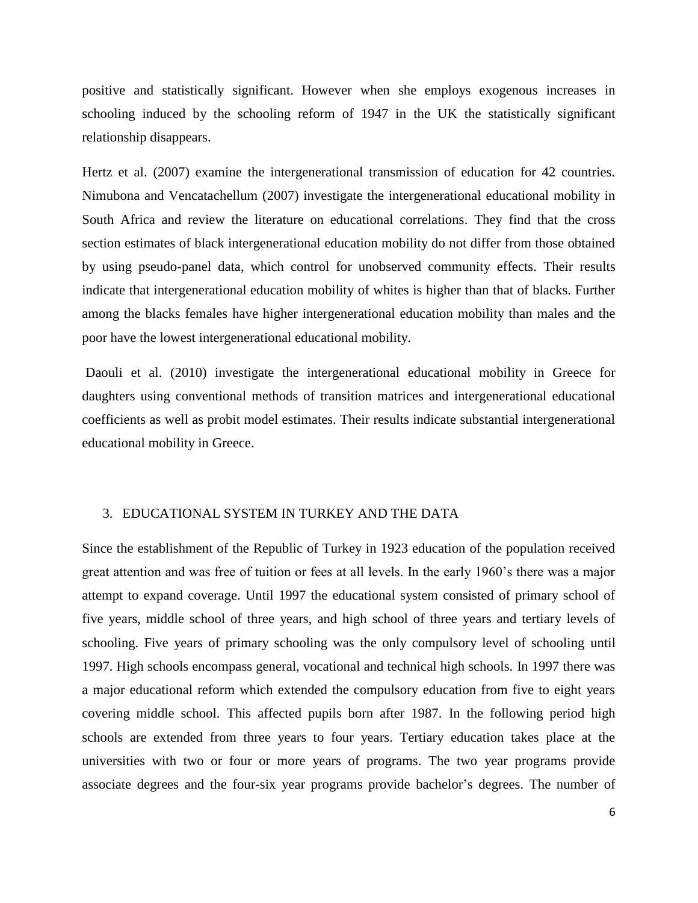positive and statistically significant. However when she employs exogenous increases in schooling induced by the schooling reform of 1947 in the UK the statistically significant relationship disappears.

Hertz et al. (2007) examine the intergenerational transmission of education for 42 countries. Nimubona and Vencatachellum (2007) investigate the intergenerational educational mobility in South Africa and review the literature on educational correlations. They find that the cross section estimates of black intergenerational education mobility do not differ from those obtained by using pseudo-panel data, which control for unobserved community effects. Their results indicate that intergenerational education mobility of whites is higher than that of blacks. Further among the blacks females have higher intergenerational education mobility than males and the poor have the lowest intergenerational educational mobility.

Daouli et al. (2010) investigate the intergenerational educational mobility in Greece for daughters using conventional methods of transition matrices and intergenerational educational coefficients as well as probit model estimates. Their results indicate substantial intergenerational educational mobility in Greece.

## 3. EDUCATIONAL SYSTEM IN TURKEY AND THE DATA

Since the establishment of the Republic of Turkey in 1923 education of the population received great attention and was free of tuition or fees at all levels. In the early 1960's there was a major attempt to expand coverage. Until 1997 the educational system consisted of primary school of five years, middle school of three years, and high school of three years and tertiary levels of schooling. Five years of primary schooling was the only compulsory level of schooling until 1997. High schools encompass general, vocational and technical high schools. In 1997 there was a major educational reform which extended the compulsory education from five to eight years covering middle school. This affected pupils born after 1987. In the following period high schools are extended from three years to four years. Tertiary education takes place at the universities with two or four or more years of programs. The two year programs provide associate degrees and the four-six year programs provide bachelor's degrees. The number of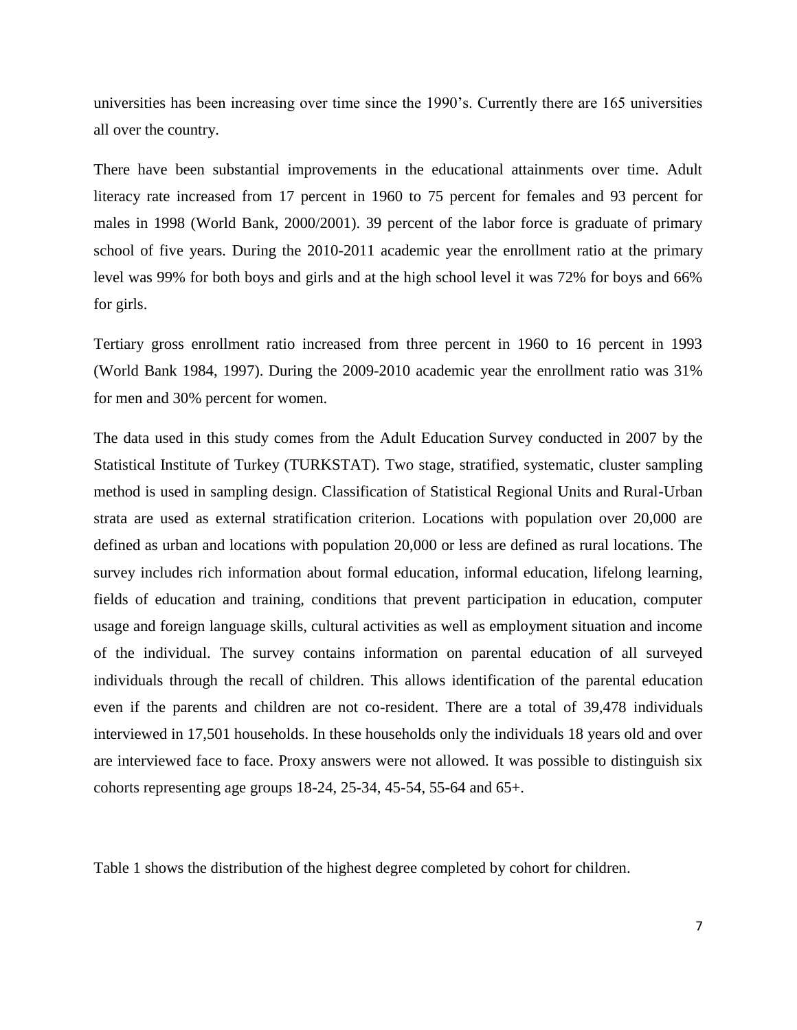universities has been increasing over time since the 1990's. Currently there are 165 universities all over the country.

There have been substantial improvements in the educational attainments over time. Adult literacy rate increased from 17 percent in 1960 to 75 percent for females and 93 percent for males in 1998 (World Bank, 2000/2001). 39 percent of the labor force is graduate of primary school of five years. During the 2010-2011 academic year the enrollment ratio at the primary level was 99% for both boys and girls and at the high school level it was 72% for boys and 66% for girls.

Tertiary gross enrollment ratio increased from three percent in 1960 to 16 percent in 1993 (World Bank 1984, 1997). During the 2009-2010 academic year the enrollment ratio was 31% for men and 30% percent for women.

The data used in this study comes from the Adult Education Survey conducted in 2007 by the Statistical Institute of Turkey (TURKSTAT). Two stage, stratified, systematic, cluster sampling method is used in sampling design. Classification of Statistical Regional Units and Rural-Urban strata are used as external stratification criterion. Locations with population over 20,000 are defined as urban and locations with population 20,000 or less are defined as rural locations. The survey includes rich information about formal education, informal education, lifelong learning, fields of education and training, conditions that prevent participation in education, computer usage and foreign language skills, cultural activities as well as employment situation and income of the individual. The survey contains information on parental education of all surveyed individuals through the recall of children. This allows identification of the parental education even if the parents and children are not co-resident. There are a total of 39,478 individuals interviewed in 17,501 households. In these households only the individuals 18 years old and over are interviewed face to face. Proxy answers were not allowed. It was possible to distinguish six cohorts representing age groups 18-24, 25-34, 45-54, 55-64 and 65+.

Table 1 shows the distribution of the highest degree completed by cohort for children.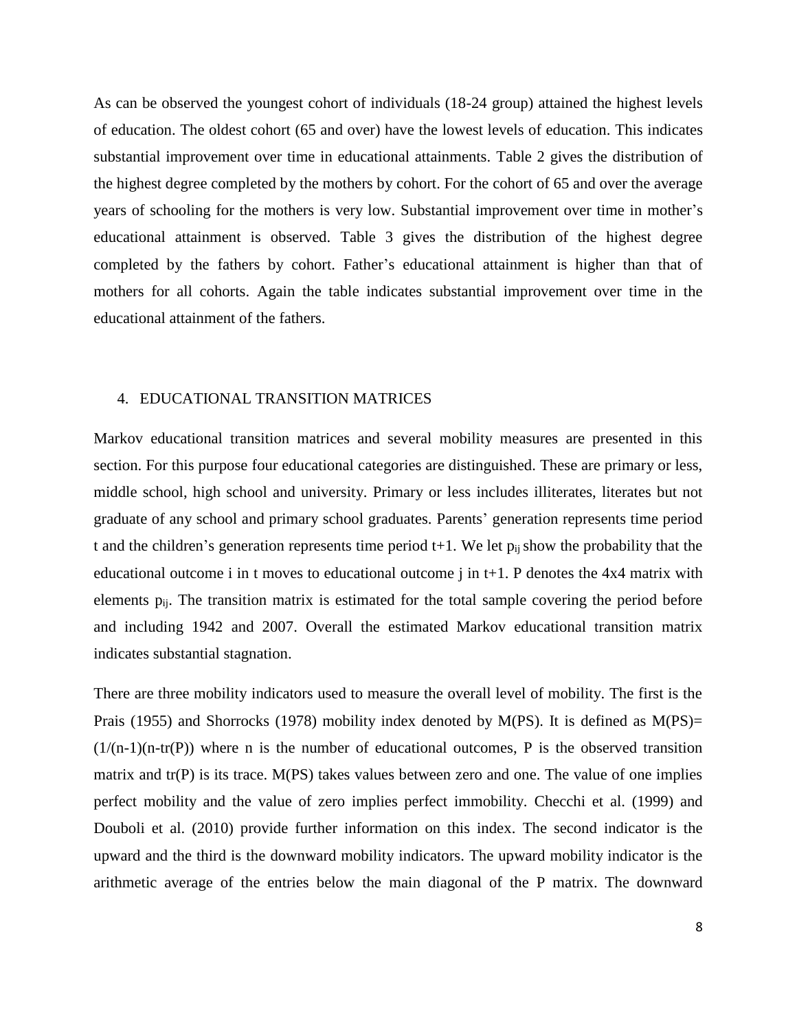As can be observed the youngest cohort of individuals (18-24 group) attained the highest levels of education. The oldest cohort (65 and over) have the lowest levels of education. This indicates substantial improvement over time in educational attainments. Table 2 gives the distribution of the highest degree completed by the mothers by cohort. For the cohort of 65 and over the average years of schooling for the mothers is very low. Substantial improvement over time in mother's educational attainment is observed. Table 3 gives the distribution of the highest degree completed by the fathers by cohort. Father's educational attainment is higher than that of mothers for all cohorts. Again the table indicates substantial improvement over time in the educational attainment of the fathers.

## 4. EDUCATIONAL TRANSITION MATRICES

Markov educational transition matrices and several mobility measures are presented in this section. For this purpose four educational categories are distinguished. These are primary or less, middle school, high school and university. Primary or less includes illiterates, literates but not graduate of any school and primary school graduates. Parents' generation represents time period t and the children's generation represents time period t+1. We let $p_{ij}$ show the probability that the educational outcome i in t moves to educational outcome j in t+1. P denotes the 4x4 matrix with elements $p_{ij}$. The transition matrix is estimated for the total sample covering the period before and including 1942 and 2007. Overall the estimated Markov educational transition matrix indicates substantial stagnation.

There are three mobility indicators used to measure the overall level of mobility. The first is the Prais (1955) and Shorrocks (1978) mobility index denoted by M(PS). It is defined as $M(PS)= (1/(n-1)(n-tr(P))$ where n is the number of educational outcomes, P is the observed transition matrix and tr(P) is its trace. M(PS) takes values between zero and one. The value of one implies perfect mobility and the value of zero implies perfect immobility. Checchi et al. (1999) and Douboli et al. (2010) provide further information on this index. The second indicator is the upward and the third is the downward mobility indicators. The upward mobility indicator is the arithmetic average of the entries below the main diagonal of the P matrix. The downward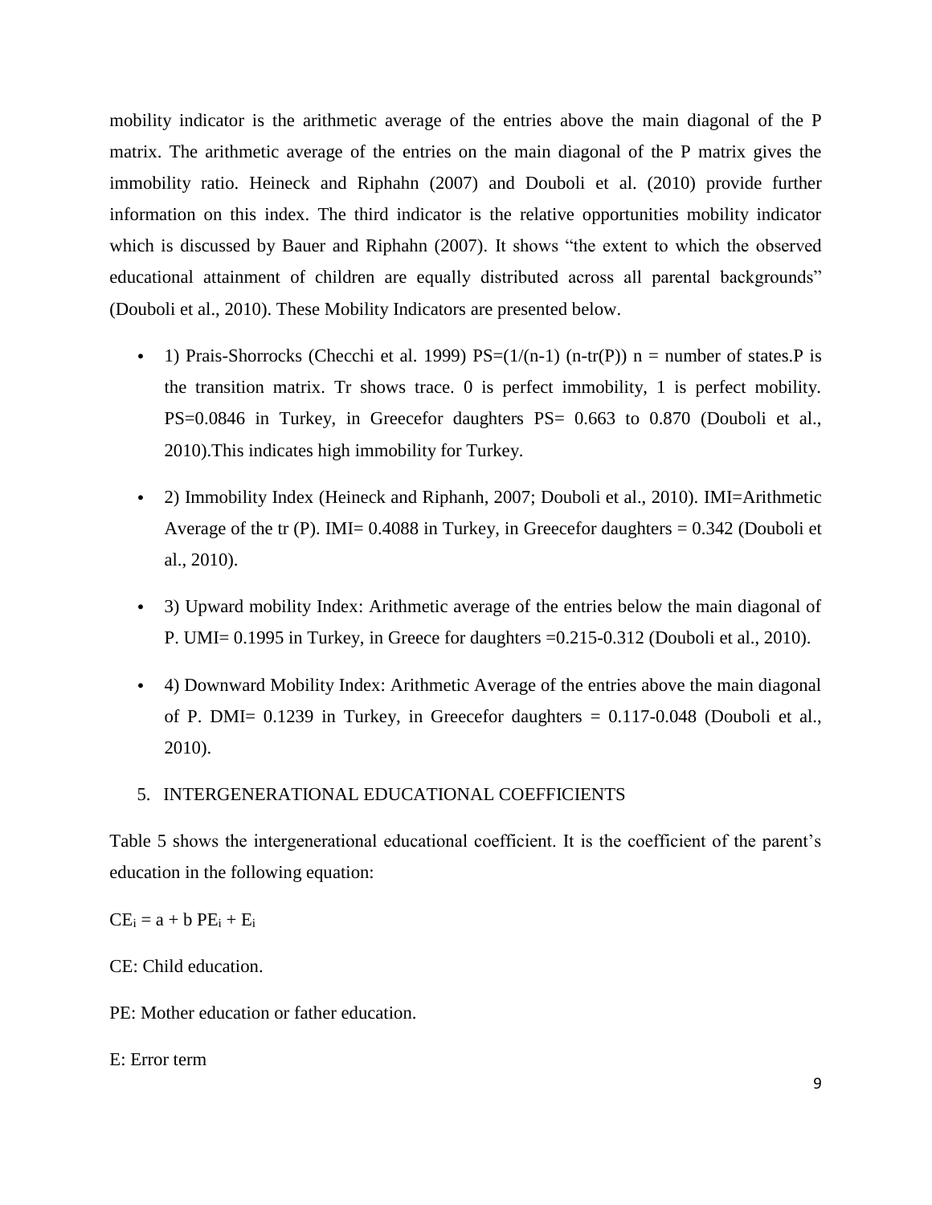mobility indicator is the arithmetic average of the entries above the main diagonal of the P matrix. The arithmetic average of the entries on the main diagonal of the P matrix gives the immobility ratio. Heineck and Riphahn (2007) and Douboli et al. (2010) provide further information on this index. The third indicator is the relative opportunities mobility indicator which is discussed by Bauer and Riphahn (2007). It shows "the extent to which the observed educational attainment of children are equally distributed across all parental backgrounds" (Douboli et al., 2010). These Mobility Indicators are presented below.

- 1) Prais-Shorrocks (Checchi et al. 1999) $PS=(1/(n-1)\ (n-tr(P))$ n = number of states.P is the transition matrix. Tr shows trace. 0 is perfect immobility, 1 is perfect mobility. PS=0.0846 in Turkey, in Greecefor daughters PS= 0.663 to 0.870 (Douboli et al., 2010).This indicates high immobility for Turkey.
- 2) Immobility Index (Heineck and Riphanh, 2007; Douboli et al., 2010). IMI=Arithmetic Average of the tr (P). IMI= 0.4088 in Turkey, in Greecefor daughters = 0.342 (Douboli et al., 2010).
- 3) Upward mobility Index: Arithmetic average of the entries below the main diagonal of P. UMI= 0.1995 in Turkey, in Greece for daughters =0.215-0.312 (Douboli et al., 2010).
- 4) Downward Mobility Index: Arithmetic Average of the entries above the main diagonal of P. DMI= 0.1239 in Turkey, in Greecefor daughters = 0.117-0.048 (Douboli et al., 2010).

## 5. INTERGENERATIONAL EDUCATIONAL COEFFICIENTS

Table 5 shows the intergenerational educational coefficient. It is the coefficient of the parent's education in the following equation:

$CE_i = a + b\ PE_i + E_i$

CE: Child education.

PE: Mother education or father education.

E: Error term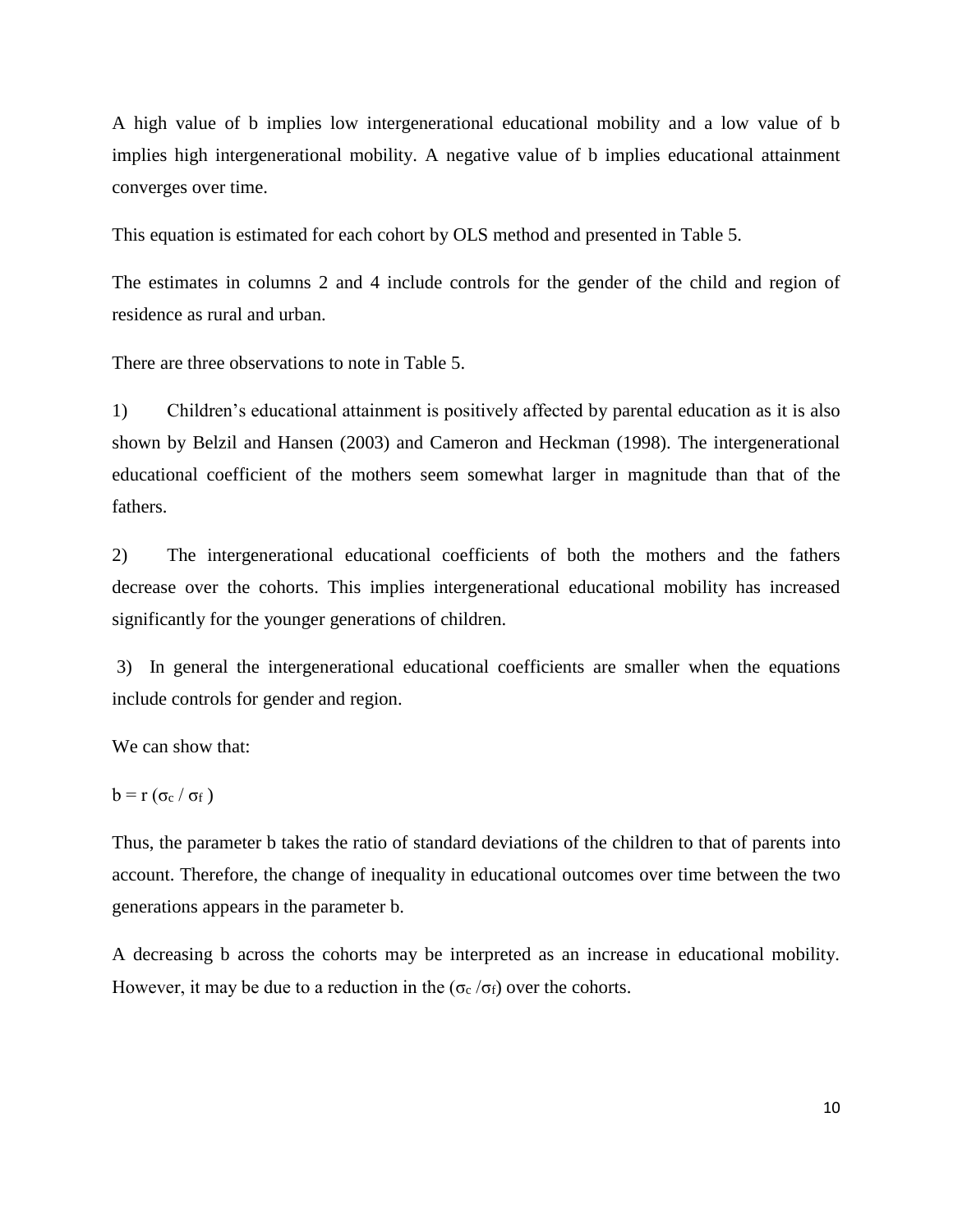A high value of b implies low intergenerational educational mobility and a low value of b implies high intergenerational mobility. A negative value of b implies educational attainment converges over time.

This equation is estimated for each cohort by OLS method and presented in Table 5.

The estimates in columns 2 and 4 include controls for the gender of the child and region of residence as rural and urban.

There are three observations to note in Table 5.

1) Children's educational attainment is positively affected by parental education as it is also shown by Belzil and Hansen (2003) and Cameron and Heckman (1998). The intergenerational educational coefficient of the mothers seem somewhat larger in magnitude than that of the fathers.

2) The intergenerational educational coefficients of both the mothers and the fathers decrease over the cohorts. This implies intergenerational educational mobility has increased significantly for the younger generations of children.

3) In general the intergenerational educational coefficients are smaller when the equations include controls for gender and region.

We can show that:

$$b = r\,(\sigma_c / \sigma_f)$$

Thus, the parameter b takes the ratio of standard deviations of the children to that of parents into account. Therefore, the change of inequality in educational outcomes over time between the two generations appears in the parameter b.

A decreasing b across the cohorts may be interpreted as an increase in educational mobility. However, it may be due to a reduction in the ($\sigma_c / \sigma_f$) over the cohorts.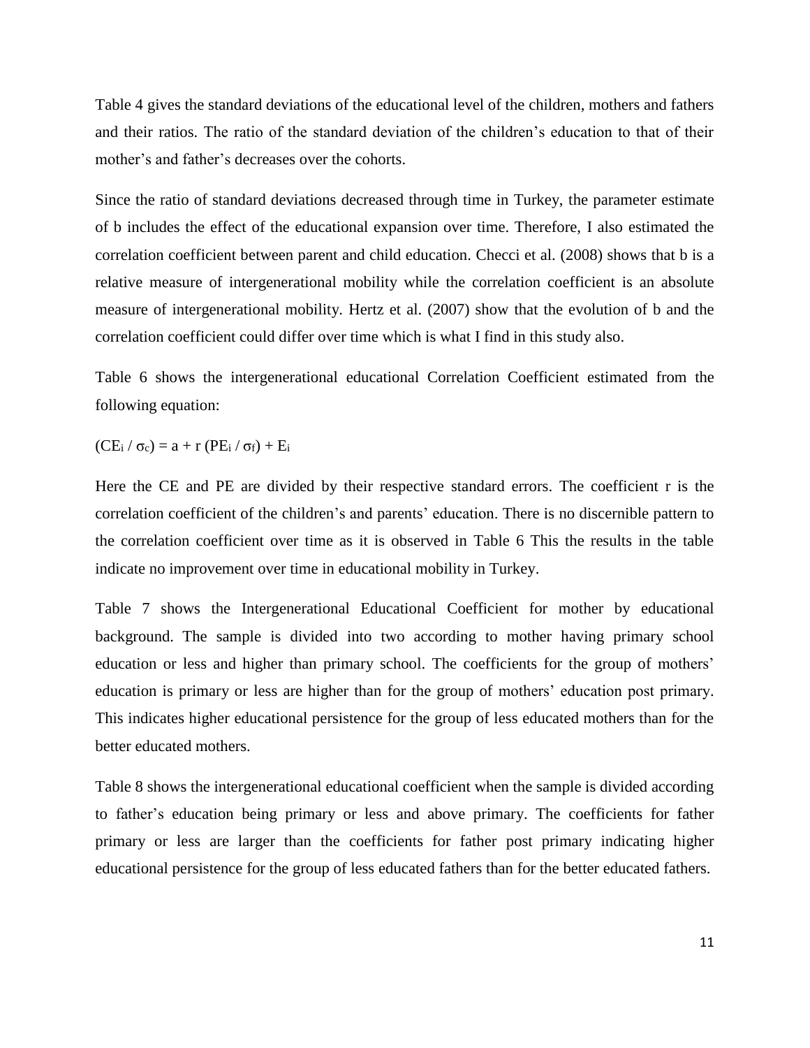Table 4 gives the standard deviations of the educational level of the children, mothers and fathers and their ratios. The ratio of the standard deviation of the children's education to that of their mother's and father's decreases over the cohorts.

Since the ratio of standard deviations decreased through time in Turkey, the parameter estimate of b includes the effect of the educational expansion over time. Therefore, I also estimated the correlation coefficient between parent and child education. Checci et al. (2008) shows that b is a relative measure of intergenerational mobility while the correlation coefficient is an absolute measure of intergenerational mobility. Hertz et al. (2007) show that the evolution of b and the correlation coefficient could differ over time which is what I find in this study also.

Table 6 shows the intergenerational educational Correlation Coefficient estimated from the following equation:

$$(CE_i / \sigma_c) = a + r\,(PE_i / \sigma_f) + E_i$$

Here the CE and PE are divided by their respective standard errors. The coefficient r is the correlation coefficient of the children's and parents' education. There is no discernible pattern to the correlation coefficient over time as it is observed in Table 6 This the results in the table indicate no improvement over time in educational mobility in Turkey.

Table 7 shows the Intergenerational Educational Coefficient for mother by educational background. The sample is divided into two according to mother having primary school education or less and higher than primary school. The coefficients for the group of mothers' education is primary or less are higher than for the group of mothers' education post primary. This indicates higher educational persistence for the group of less educated mothers than for the better educated mothers.

Table 8 shows the intergenerational educational coefficient when the sample is divided according to father's education being primary or less and above primary. The coefficients for father primary or less are larger than the coefficients for father post primary indicating higher educational persistence for the group of less educated fathers than for the better educated fathers.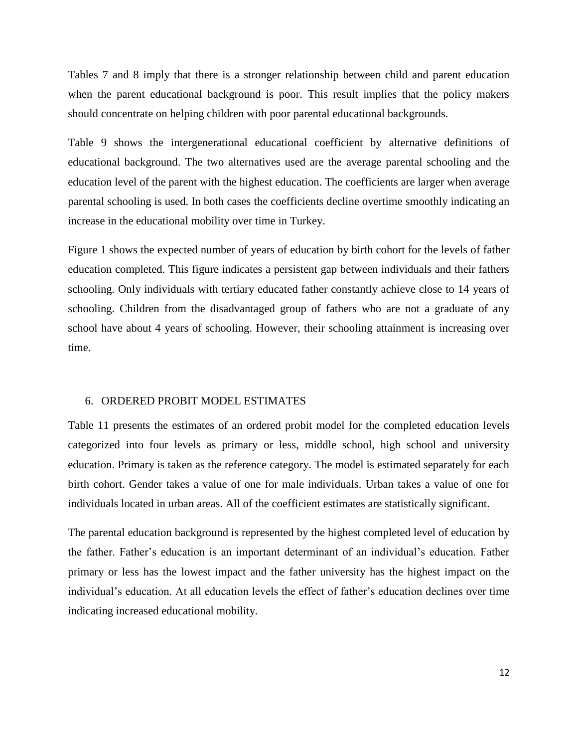Tables 7 and 8 imply that there is a stronger relationship between child and parent education when the parent educational background is poor. This result implies that the policy makers should concentrate on helping children with poor parental educational backgrounds.

Table 9 shows the intergenerational educational coefficient by alternative definitions of educational background. The two alternatives used are the average parental schooling and the education level of the parent with the highest education. The coefficients are larger when average parental schooling is used. In both cases the coefficients decline overtime smoothly indicating an increase in the educational mobility over time in Turkey.

Figure 1 shows the expected number of years of education by birth cohort for the levels of father education completed. This figure indicates a persistent gap between individuals and their fathers schooling. Only individuals with tertiary educated father constantly achieve close to 14 years of schooling. Children from the disadvantaged group of fathers who are not a graduate of any school have about 4 years of schooling. However, their schooling attainment is increasing over time.

## 6. ORDERED PROBIT MODEL ESTIMATES

Table 11 presents the estimates of an ordered probit model for the completed education levels categorized into four levels as primary or less, middle school, high school and university education. Primary is taken as the reference category. The model is estimated separately for each birth cohort. Gender takes a value of one for male individuals. Urban takes a value of one for individuals located in urban areas. All of the coefficient estimates are statistically significant.

The parental education background is represented by the highest completed level of education by the father. Father's education is an important determinant of an individual's education. Father primary or less has the lowest impact and the father university has the highest impact on the individual's education. At all education levels the effect of father's education declines over time indicating increased educational mobility.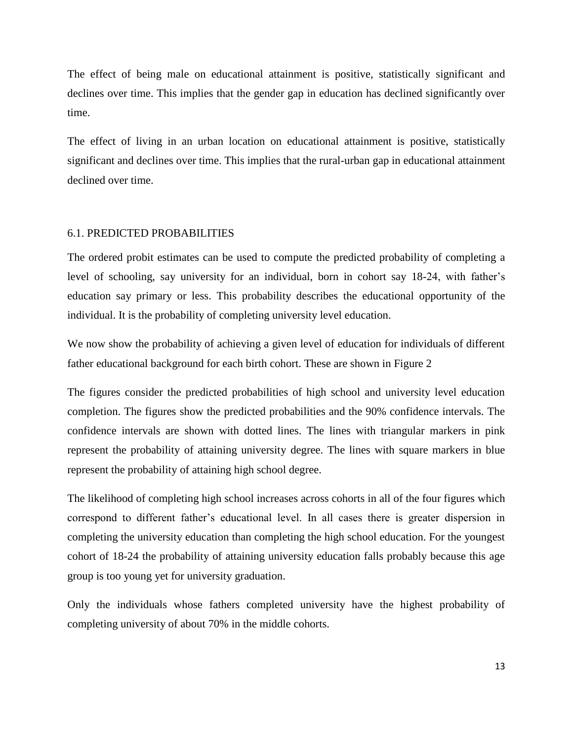The effect of being male on educational attainment is positive, statistically significant and declines over time. This implies that the gender gap in education has declined significantly over time.

The effect of living in an urban location on educational attainment is positive, statistically significant and declines over time. This implies that the rural-urban gap in educational attainment declined over time.

### 6.1. PREDICTED PROBABILITIES

The ordered probit estimates can be used to compute the predicted probability of completing a level of schooling, say university for an individual, born in cohort say 18-24, with father's education say primary or less. This probability describes the educational opportunity of the individual. It is the probability of completing university level education.

We now show the probability of achieving a given level of education for individuals of different father educational background for each birth cohort. These are shown in Figure 2

The figures consider the predicted probabilities of high school and university level education completion. The figures show the predicted probabilities and the 90% confidence intervals. The confidence intervals are shown with dotted lines. The lines with triangular markers in pink represent the probability of attaining university degree. The lines with square markers in blue represent the probability of attaining high school degree.

The likelihood of completing high school increases across cohorts in all of the four figures which correspond to different father's educational level. In all cases there is greater dispersion in completing the university education than completing the high school education. For the youngest cohort of 18-24 the probability of attaining university education falls probably because this age group is too young yet for university graduation.

Only the individuals whose fathers completed university have the highest probability of completing university of about 70% in the middle cohorts.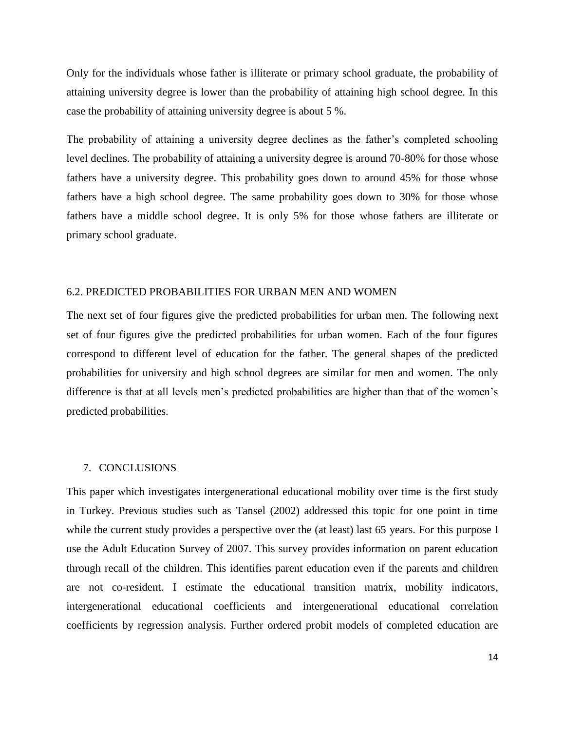Only for the individuals whose father is illiterate or primary school graduate, the probability of attaining university degree is lower than the probability of attaining high school degree. In this case the probability of attaining university degree is about 5 %.

The probability of attaining a university degree declines as the father's completed schooling level declines. The probability of attaining a university degree is around 70-80% for those whose fathers have a university degree. This probability goes down to around 45% for those whose fathers have a high school degree. The same probability goes down to 30% for those whose fathers have a middle school degree. It is only 5% for those whose fathers are illiterate or primary school graduate.

### 6.2. PREDICTED PROBABILITIES FOR URBAN MEN AND WOMEN

The next set of four figures give the predicted probabilities for urban men. The following next set of four figures give the predicted probabilities for urban women. Each of the four figures correspond to different level of education for the father. The general shapes of the predicted probabilities for university and high school degrees are similar for men and women. The only difference is that at all levels men's predicted probabilities are higher than that of the women's predicted probabilities.

## 7. CONCLUSIONS

This paper which investigates intergenerational educational mobility over time is the first study in Turkey. Previous studies such as Tansel (2002) addressed this topic for one point in time while the current study provides a perspective over the (at least) last 65 years. For this purpose I use the Adult Education Survey of 2007. This survey provides information on parent education through recall of the children. This identifies parent education even if the parents and children are not co-resident. I estimate the educational transition matrix, mobility indicators, intergenerational educational coefficients and intergenerational educational correlation coefficients by regression analysis. Further ordered probit models of completed education are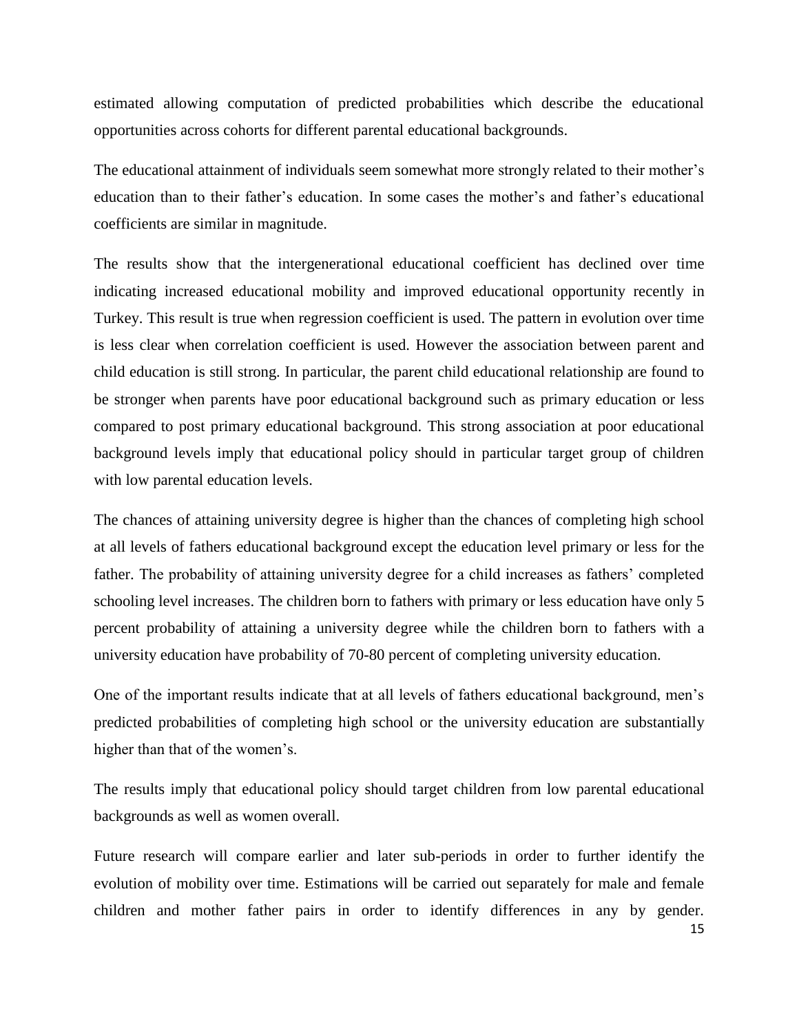estimated allowing computation of predicted probabilities which describe the educational opportunities across cohorts for different parental educational backgrounds.

The educational attainment of individuals seem somewhat more strongly related to their mother's education than to their father's education. In some cases the mother's and father's educational coefficients are similar in magnitude.

The results show that the intergenerational educational coefficient has declined over time indicating increased educational mobility and improved educational opportunity recently in Turkey. This result is true when regression coefficient is used. The pattern in evolution over time is less clear when correlation coefficient is used. However the association between parent and child education is still strong. In particular, the parent child educational relationship are found to be stronger when parents have poor educational background such as primary education or less compared to post primary educational background. This strong association at poor educational background levels imply that educational policy should in particular target group of children with low parental education levels.

The chances of attaining university degree is higher than the chances of completing high school at all levels of fathers educational background except the education level primary or less for the father. The probability of attaining university degree for a child increases as fathers' completed schooling level increases. The children born to fathers with primary or less education have only 5 percent probability of attaining a university degree while the children born to fathers with a university education have probability of 70-80 percent of completing university education.

One of the important results indicate that at all levels of fathers educational background, men's predicted probabilities of completing high school or the university education are substantially higher than that of the women's.

The results imply that educational policy should target children from low parental educational backgrounds as well as women overall.

Future research will compare earlier and later sub-periods in order to further identify the evolution of mobility over time. Estimations will be carried out separately for male and female children and mother father pairs in order to identify differences in any by gender.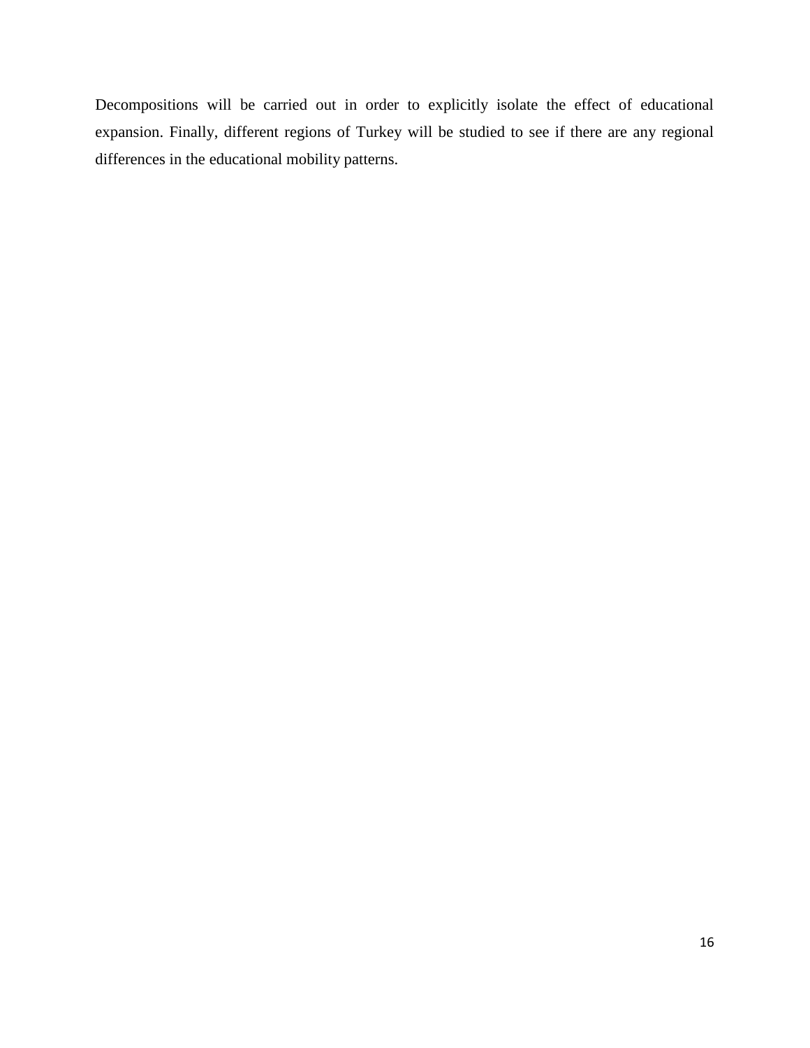Decompositions will be carried out in order to explicitly isolate the effect of educational expansion. Finally, different regions of Turkey will be studied to see if there are any regional differences in the educational mobility patterns.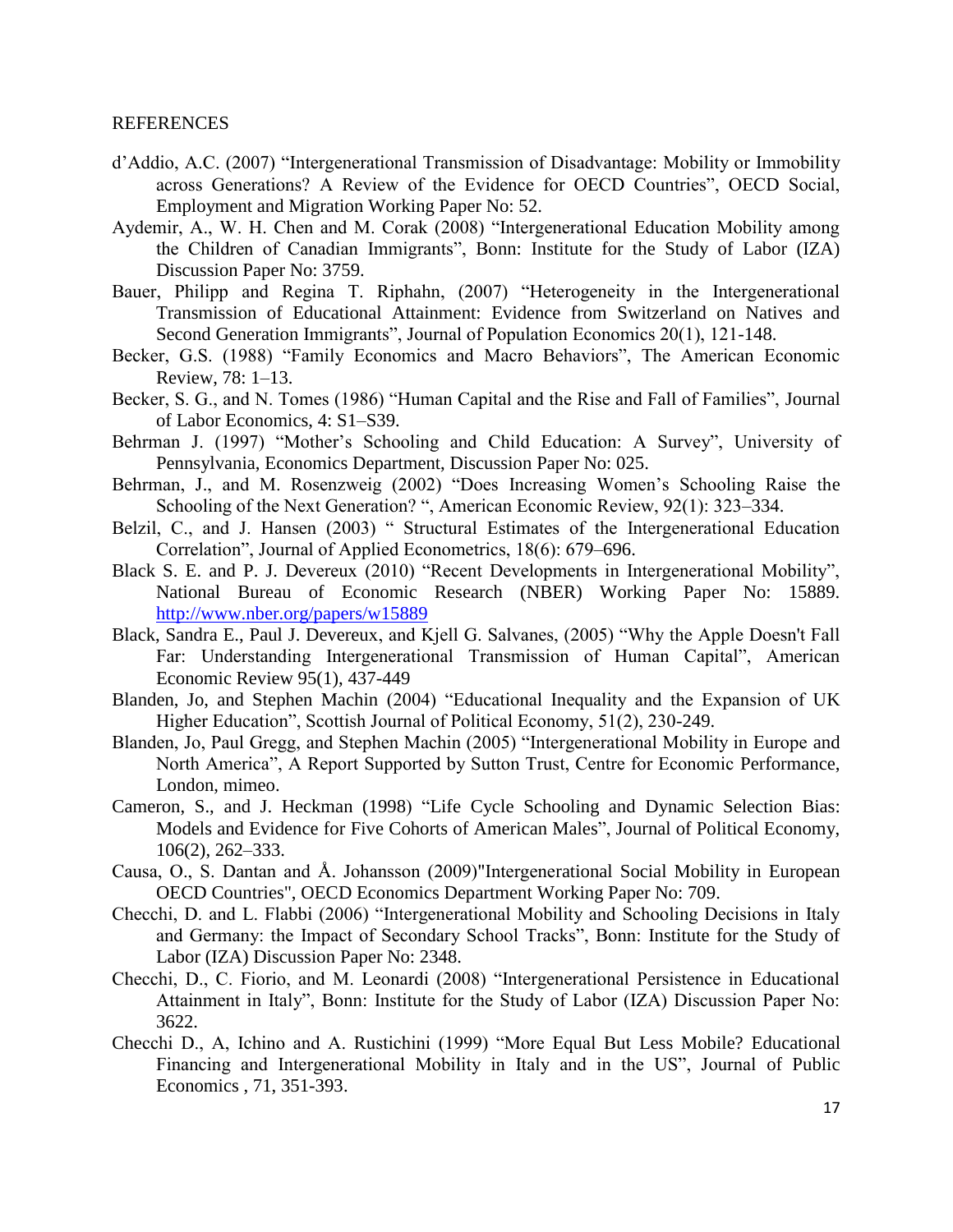REFERENCES

d'Addio, A.C. (2007) "Intergenerational Transmission of Disadvantage: Mobility or Immobility across Generations? A Review of the Evidence for OECD Countries", OECD Social, Employment and Migration Working Paper No: 52.

Aydemir, A., W. H. Chen and M. Corak (2008) "Intergenerational Education Mobility among the Children of Canadian Immigrants", Bonn: Institute for the Study of Labor (IZA) Discussion Paper No: 3759.

Bauer, Philipp and Regina T. Riphahn, (2007) "Heterogeneity in the Intergenerational Transmission of Educational Attainment: Evidence from Switzerland on Natives and Second Generation Immigrants", Journal of Population Economics 20(1), 121-148.

Becker, G.S. (1988) "Family Economics and Macro Behaviors", The American Economic Review, 78: 1–13.

Becker, S. G., and N. Tomes (1986) "Human Capital and the Rise and Fall of Families", Journal of Labor Economics, 4: S1–S39.

Behrman J. (1997) "Mother's Schooling and Child Education: A Survey", University of Pennsylvania, Economics Department, Discussion Paper No: 025.

Behrman, J., and M. Rosenzweig (2002) "Does Increasing Women's Schooling Raise the Schooling of the Next Generation? ", American Economic Review, 92(1): 323–334.

Belzil, C., and J. Hansen (2003) " Structural Estimates of the Intergenerational Education Correlation", Journal of Applied Econometrics, 18(6): 679–696.

Black S. E. and P. J. Devereux (2010) "Recent Developments in Intergenerational Mobility", National Bureau of Economic Research (NBER) Working Paper No: 15889. http://www.nber.org/papers/w15889

Black, Sandra E., Paul J. Devereux, and Kjell G. Salvanes, (2005) "Why the Apple Doesn't Fall Far: Understanding Intergenerational Transmission of Human Capital", American Economic Review 95(1), 437-449

Blanden, Jo, and Stephen Machin (2004) "Educational Inequality and the Expansion of UK Higher Education", Scottish Journal of Political Economy, 51(2), 230-249.

Blanden, Jo, Paul Gregg, and Stephen Machin (2005) "Intergenerational Mobility in Europe and North America", A Report Supported by Sutton Trust, Centre for Economic Performance, London, mimeo.

Cameron, S., and J. Heckman (1998) "Life Cycle Schooling and Dynamic Selection Bias: Models and Evidence for Five Cohorts of American Males", Journal of Political Economy, 106(2), 262–333.

Causa, O., S. Dantan and Å. Johansson (2009)"Intergenerational Social Mobility in European OECD Countries", OECD Economics Department Working Paper No: 709.

Checchi, D. and L. Flabbi (2006) "Intergenerational Mobility and Schooling Decisions in Italy and Germany: the Impact of Secondary School Tracks", Bonn: Institute for the Study of Labor (IZA) Discussion Paper No: 2348.

Checchi, D., C. Fiorio, and M. Leonardi (2008) "Intergenerational Persistence in Educational Attainment in Italy", Bonn: Institute for the Study of Labor (IZA) Discussion Paper No: 3622.

Checchi D., A, Ichino and A. Rustichini (1999) "More Equal But Less Mobile? Educational Financing and Intergenerational Mobility in Italy and in the US", Journal of Public Economics , 71, 351-393.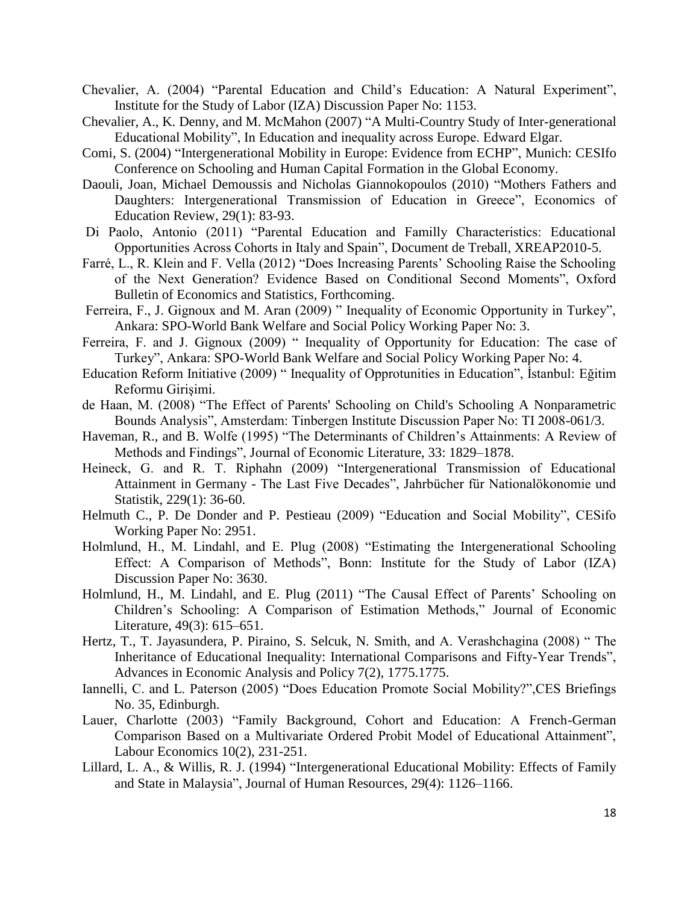Chevalier, A. (2004) “Parental Education and Child’s Education: A Natural Experiment”, Institute for the Study of Labor (IZA) Discussion Paper No: 1153.

Chevalier, A., K. Denny, and M. McMahon (2007) “A Multi-Country Study of Inter-generational Educational Mobility”, In Education and inequality across Europe. Edward Elgar.

Comi, S. (2004) “Intergenerational Mobility in Europe: Evidence from ECHP”, Munich: CESIfo Conference on Schooling and Human Capital Formation in the Global Economy.

Daouli, Joan, Michael Demoussis and Nicholas Giannokopoulos (2010) “Mothers Fathers and Daughters: Intergenerational Transmission of Education in Greece”, Economics of Education Review, 29(1): 83-93.

Di Paolo, Antonio (2011) “Parental Education and Familly Characteristics: Educational Opportunities Across Cohorts in Italy and Spain”, Document de Treball, XREAP2010-5.

Farré, L., R. Klein and F. Vella (2012) “Does Increasing Parents’ Schooling Raise the Schooling of the Next Generation? Evidence Based on Conditional Second Moments”, Oxford Bulletin of Economics and Statistics, Forthcoming.

Ferreira, F., J. Gignoux and M. Aran (2009) ” Inequality of Economic Opportunity in Turkey”, Ankara: SPO-World Bank Welfare and Social Policy Working Paper No: 3.

Ferreira, F. and J. Gignoux (2009) “ Inequality of Opportunity for Education: The case of Turkey”, Ankara: SPO-World Bank Welfare and Social Policy Working Paper No: 4.

Education Reform Initiative (2009) “ Inequality of Opprotunities in Education”, İstanbul: Eğitim Reformu Girişimi.

de Haan, M. (2008) “The Effect of Parents' Schooling on Child's Schooling A Nonparametric Bounds Analysis”, Amsterdam: Tinbergen Institute Discussion Paper No: TI 2008-061/3.

Haveman, R., and B. Wolfe (1995) “The Determinants of Children’s Attainments: A Review of Methods and Findings”, Journal of Economic Literature, 33: 1829–1878.

Heineck, G. and R. T. Riphahn (2009) “Intergenerational Transmission of Educational Attainment in Germany - The Last Five Decades”, Jahrbücher für Nationalökonomie und Statistik, 229(1): 36-60.

Helmuth C., P. De Donder and P. Pestieau (2009) “Education and Social Mobility”, CESifo Working Paper No: 2951.

Holmlund, H., M. Lindahl, and E. Plug (2008) “Estimating the Intergenerational Schooling Effect: A Comparison of Methods”, Bonn: Institute for the Study of Labor (IZA) Discussion Paper No: 3630.

Holmlund, H., M. Lindahl, and E. Plug (2011) “The Causal Effect of Parents’ Schooling on Children’s Schooling: A Comparison of Estimation Methods,” Journal of Economic Literature, 49(3): 615–651.

Hertz, T., T. Jayasundera, P. Piraino, S. Selcuk, N. Smith, and A. Verashchagina (2008) “ The Inheritance of Educational Inequality: International Comparisons and Fifty-Year Trends”, Advances in Economic Analysis and Policy 7(2), 1775.1775.

Iannelli, C. and L. Paterson (2005) “Does Education Promote Social Mobility?”,CES Briefings No. 35, Edinburgh.

Lauer, Charlotte (2003) “Family Background, Cohort and Education: A French-German Comparison Based on a Multivariate Ordered Probit Model of Educational Attainment”, Labour Economics 10(2), 231-251.

Lillard, L. A., & Willis, R. J. (1994) “Intergenerational Educational Mobility: Effects of Family and State in Malaysia”, Journal of Human Resources, 29(4): 1126–1166.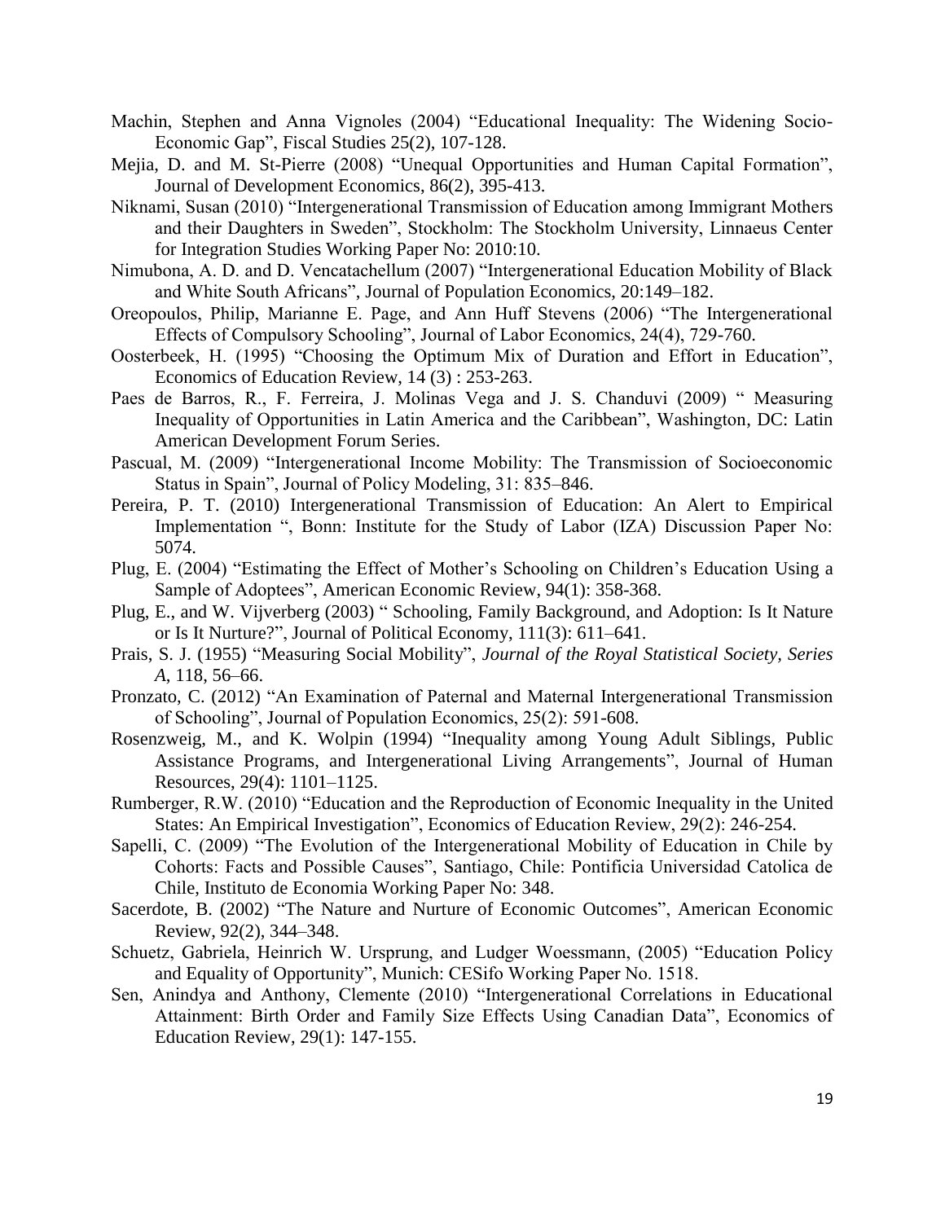Machin, Stephen and Anna Vignoles (2004) "Educational Inequality: The Widening Socio-Economic Gap", Fiscal Studies 25(2), 107-128.

Mejia, D. and M. St-Pierre (2008) "Unequal Opportunities and Human Capital Formation", Journal of Development Economics, 86(2), 395-413.

Niknami, Susan (2010) "Intergenerational Transmission of Education among Immigrant Mothers and their Daughters in Sweden", Stockholm: The Stockholm University, Linnaeus Center for Integration Studies Working Paper No: 2010:10.

Nimubona, A. D. and D. Vencatachellum (2007) "Intergenerational Education Mobility of Black and White South Africans", Journal of Population Economics, 20:149–182.

Oreopoulos, Philip, Marianne E. Page, and Ann Huff Stevens (2006) "The Intergenerational Effects of Compulsory Schooling", Journal of Labor Economics, 24(4), 729-760.

Oosterbeek, H. (1995) "Choosing the Optimum Mix of Duration and Effort in Education", Economics of Education Review, 14 (3) : 253-263.

Paes de Barros, R., F. Ferreira, J. Molinas Vega and J. S. Chanduvi (2009) " Measuring Inequality of Opportunities in Latin America and the Caribbean", Washington, DC: Latin American Development Forum Series.

Pascual, M. (2009) "Intergenerational Income Mobility: The Transmission of Socioeconomic Status in Spain", Journal of Policy Modeling, 31: 835–846.

Pereira, P. T. (2010) Intergenerational Transmission of Education: An Alert to Empirical Implementation ", Bonn: Institute for the Study of Labor (IZA) Discussion Paper No: 5074.

Plug, E. (2004) "Estimating the Effect of Mother's Schooling on Children's Education Using a Sample of Adoptees", American Economic Review, 94(1): 358-368.

Plug, E., and W. Vijverberg (2003) " Schooling, Family Background, and Adoption: Is It Nature or Is It Nurture?", Journal of Political Economy, 111(3): 611–641.

Prais, S. J. (1955) "Measuring Social Mobility", *Journal of the Royal Statistical Society, Series A*, 118, 56–66.

Pronzato, C. (2012) "An Examination of Paternal and Maternal Intergenerational Transmission of Schooling", Journal of Population Economics, 25(2): 591-608.

Rosenzweig, M., and K. Wolpin (1994) "Inequality among Young Adult Siblings, Public Assistance Programs, and Intergenerational Living Arrangements", Journal of Human Resources, 29(4): 1101–1125.

Rumberger, R.W. (2010) "Education and the Reproduction of Economic Inequality in the United States: An Empirical Investigation", Economics of Education Review, 29(2): 246-254.

Sapelli, C. (2009) "The Evolution of the Intergenerational Mobility of Education in Chile by Cohorts: Facts and Possible Causes", Santiago, Chile: Pontificia Universidad Catolica de Chile, Instituto de Economia Working Paper No: 348.

Sacerdote, B. (2002) "The Nature and Nurture of Economic Outcomes", American Economic Review, 92(2), 344–348.

Schuetz, Gabriela, Heinrich W. Ursprung, and Ludger Woessmann, (2005) "Education Policy and Equality of Opportunity", Munich: CESifo Working Paper No. 1518.

Sen, Anindya and Anthony, Clemente (2010) "Intergenerational Correlations in Educational Attainment: Birth Order and Family Size Effects Using Canadian Data", Economics of Education Review, 29(1): 147-155.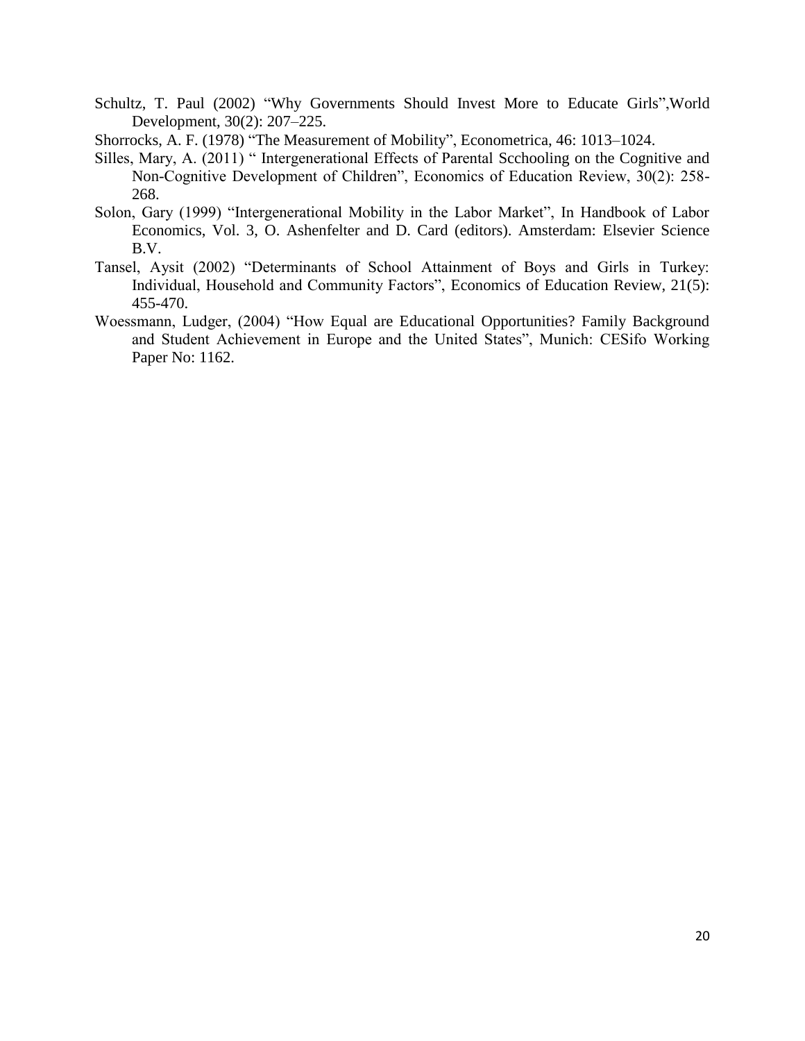Schultz, T. Paul (2002) “Why Governments Should Invest More to Educate Girls”,World Development, 30(2): 207–225.

Shorrocks, A. F. (1978) “The Measurement of Mobility”, Econometrica, 46: 1013–1024.

Silles, Mary, A. (2011) “ Intergenerational Effects of Parental Scchooling on the Cognitive and Non-Cognitive Development of Children”, Economics of Education Review, 30(2): 258-268.

Solon, Gary (1999) “Intergenerational Mobility in the Labor Market”, In Handbook of Labor Economics, Vol. 3, O. Ashenfelter and D. Card (editors). Amsterdam: Elsevier Science B.V.

Tansel, Aysit (2002) “Determinants of School Attainment of Boys and Girls in Turkey: Individual, Household and Community Factors”, Economics of Education Review, 21(5): 455-470.

Woessmann, Ludger, (2004) “How Equal are Educational Opportunities? Family Background and Student Achievement in Europe and the United States”, Munich: CESifo Working Paper No: 1162.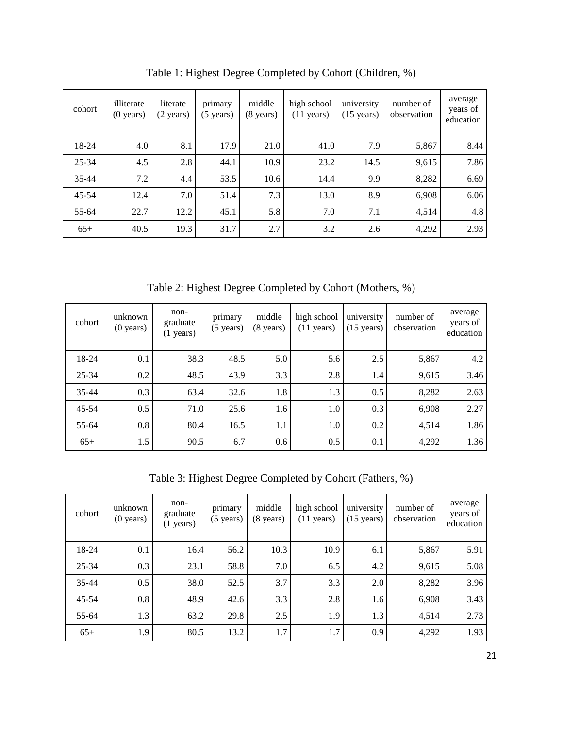Table 1: Highest Degree Completed by Cohort (Children, %)

| cohort | illiterate (0 years) | literate (2 years) | primary (5 years) | middle (8 years) | high school (11 years) | university (15 years) | number of observation | average years of education |
|---|---|---|---|---|---|---|---|---|
| 18-24 | 4.0 | 8.1 | 17.9 | 21.0 | 41.0 | 7.9 | 5,867 | 8.44 |
| 25-34 | 4.5 | 2.8 | 44.1 | 10.9 | 23.2 | 14.5 | 9,615 | 7.86 |
| 35-44 | 7.2 | 4.4 | 53.5 | 10.6 | 14.4 | 9.9 | 8,282 | 6.69 |
| 45-54 | 12.4 | 7.0 | 51.4 | 7.3 | 13.0 | 8.9 | 6,908 | 6.06 |
| 55-64 | 22.7 | 12.2 | 45.1 | 5.8 | 7.0 | 7.1 | 4,514 | 4.8 |
| 65+ | 40.5 | 19.3 | 31.7 | 2.7 | 3.2 | 2.6 | 4,292 | 2.93 |

Table 2: Highest Degree Completed by Cohort (Mothers, %)

| cohort | unknown (0 years) | non-graduate (1 years) | primary (5 years) | middle (8 years) | high school (11 years) | university (15 years) | number of observation | average years of education |
|---|---|---|---|---|---|---|---|---|
| 18-24 | 0.1 | 38.3 | 48.5 | 5.0 | 5.6 | 2.5 | 5,867 | 4.2 |
| 25-34 | 0.2 | 48.5 | 43.9 | 3.3 | 2.8 | 1.4 | 9,615 | 3.46 |
| 35-44 | 0.3 | 63.4 | 32.6 | 1.8 | 1.3 | 0.5 | 8,282 | 2.63 |
| 45-54 | 0.5 | 71.0 | 25.6 | 1.6 | 1.0 | 0.3 | 6,908 | 2.27 |
| 55-64 | 0.8 | 80.4 | 16.5 | 1.1 | 1.0 | 0.2 | 4,514 | 1.86 |
| 65+ | 1.5 | 90.5 | 6.7 | 0.6 | 0.5 | 0.1 | 4,292 | 1.36 |

Table 3: Highest Degree Completed by Cohort (Fathers, %)

| cohort | unknown (0 years) | non-graduate (1 years) | primary (5 years) | middle (8 years) | high school (11 years) | university (15 years) | number of observation | average years of education |
|---|---|---|---|---|---|---|---|---|
| 18-24 | 0.1 | 16.4 | 56.2 | 10.3 | 10.9 | 6.1 | 5,867 | 5.91 |
| 25-34 | 0.3 | 23.1 | 58.8 | 7.0 | 6.5 | 4.2 | 9,615 | 5.08 |
| 35-44 | 0.5 | 38.0 | 52.5 | 3.7 | 3.3 | 2.0 | 8,282 | 3.96 |
| 45-54 | 0.8 | 48.9 | 42.6 | 3.3 | 2.8 | 1.6 | 6,908 | 3.43 |
| 55-64 | 1.3 | 63.2 | 29.8 | 2.5 | 1.9 | 1.3 | 4,514 | 2.73 |
| 65+ | 1.9 | 80.5 | 13.2 | 1.7 | 1.7 | 0.9 | 4,292 | 1.93 |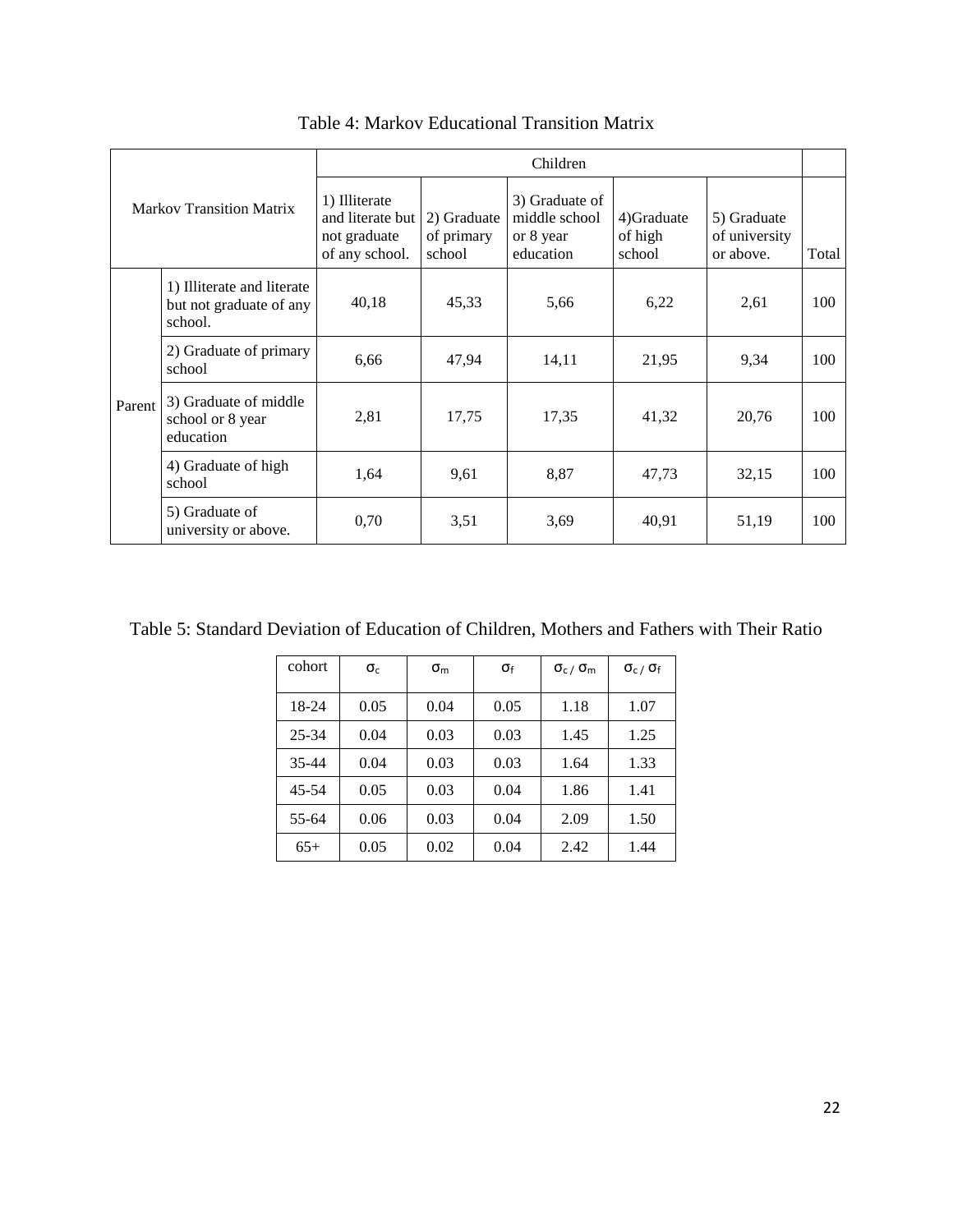Table 4: Markov Educational Transition Matrix

| Markov Transition Matrix | | Children | | | | | |
|---|---|---|---|---|---|---|---|
| | | 1) Illiterate and literate but not graduate of any school. | 2) Graduate of primary school | 3) Graduate of middle school or 8 year education | 4)Graduate of high school | 5) Graduate of university or above. | Total |
| Parent | 1) Illiterate and literate but not graduate of any school. | 40,18 | 45,33 | 5,66 | 6,22 | 2,61 | 100 |
| | 2) Graduate of primary school | 6,66 | 47,94 | 14,11 | 21,95 | 9,34 | 100 |
| | 3) Graduate of middle school or 8 year education | 2,81 | 17,75 | 17,35 | 41,32 | 20,76 | 100 |
| | 4) Graduate of high school | 1,64 | 9,61 | 8,87 | 47,73 | 32,15 | 100 |
| | 5) Graduate of university or above. | 0,70 | 3,51 | 3,69 | 40,91 | 51,19 | 100 |

Table 5: Standard Deviation of Education of Children, Mothers and Fathers with Their Ratio

| cohort | $\sigma_c$ | $\sigma_m$ | $\sigma_f$ | $\sigma_c / \sigma_m$ | $\sigma_c / \sigma_f$ |
|---|---|---|---|---|---|
| 18-24 | 0.05 | 0.04 | 0.05 | 1.18 | 1.07 |
| 25-34 | 0.04 | 0.03 | 0.03 | 1.45 | 1.25 |
| 35-44 | 0.04 | 0.03 | 0.03 | 1.64 | 1.33 |
| 45-54 | 0.05 | 0.03 | 0.04 | 1.86 | 1.41 |
| 55-64 | 0.06 | 0.03 | 0.04 | 2.09 | 1.50 |
| 65+ | 0.05 | 0.02 | 0.04 | 2.42 | 1.44 |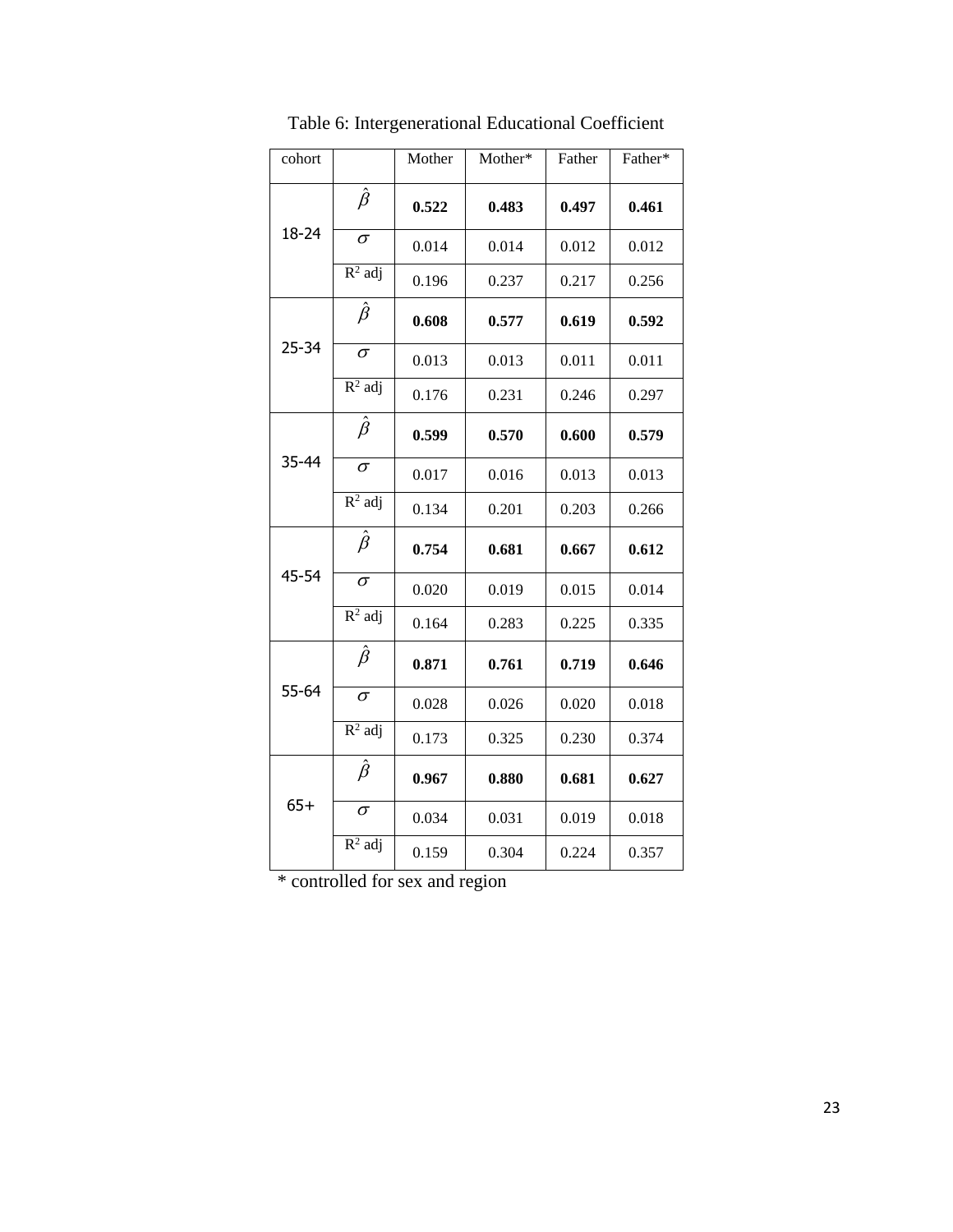Table 6: Intergenerational Educational Coefficient

| cohort | | Mother | Mother* | Father | Father* |
|---|---|---|---|---|---|
| 18-24 | $\hat{\beta}$ | **0.522** | **0.483** | **0.497** | **0.461** |
| | $\sigma$ | 0.014 | 0.014 | 0.012 | 0.012 |
| | $R^2$ adj | 0.196 | 0.237 | 0.217 | 0.256 |
| 25-34 | $\hat{\beta}$ | **0.608** | **0.577** | **0.619** | **0.592** |
| | $\sigma$ | 0.013 | 0.013 | 0.011 | 0.011 |
| | $R^2$ adj | 0.176 | 0.231 | 0.246 | 0.297 |
| 35-44 | $\hat{\beta}$ | **0.599** | **0.570** | **0.600** | **0.579** |
| | $\sigma$ | 0.017 | 0.016 | 0.013 | 0.013 |
| | $R^2$ adj | 0.134 | 0.201 | 0.203 | 0.266 |
| 45-54 | $\hat{\beta}$ | **0.754** | **0.681** | **0.667** | **0.612** |
| | $\sigma$ | 0.020 | 0.019 | 0.015 | 0.014 |
| | $R^2$ adj | 0.164 | 0.283 | 0.225 | 0.335 |
| 55-64 | $\hat{\beta}$ | **0.871** | **0.761** | **0.719** | **0.646** |
| | $\sigma$ | 0.028 | 0.026 | 0.020 | 0.018 |
| | $R^2$ adj | 0.173 | 0.325 | 0.230 | 0.374 |
| 65+ | $\hat{\beta}$ | **0.967** | **0.880** | **0.681** | **0.627** |
| | $\sigma$ | 0.034 | 0.031 | 0.019 | 0.018 |
| | $R^2$ adj | 0.159 | 0.304 | 0.224 | 0.357 |

* controlled for sex and region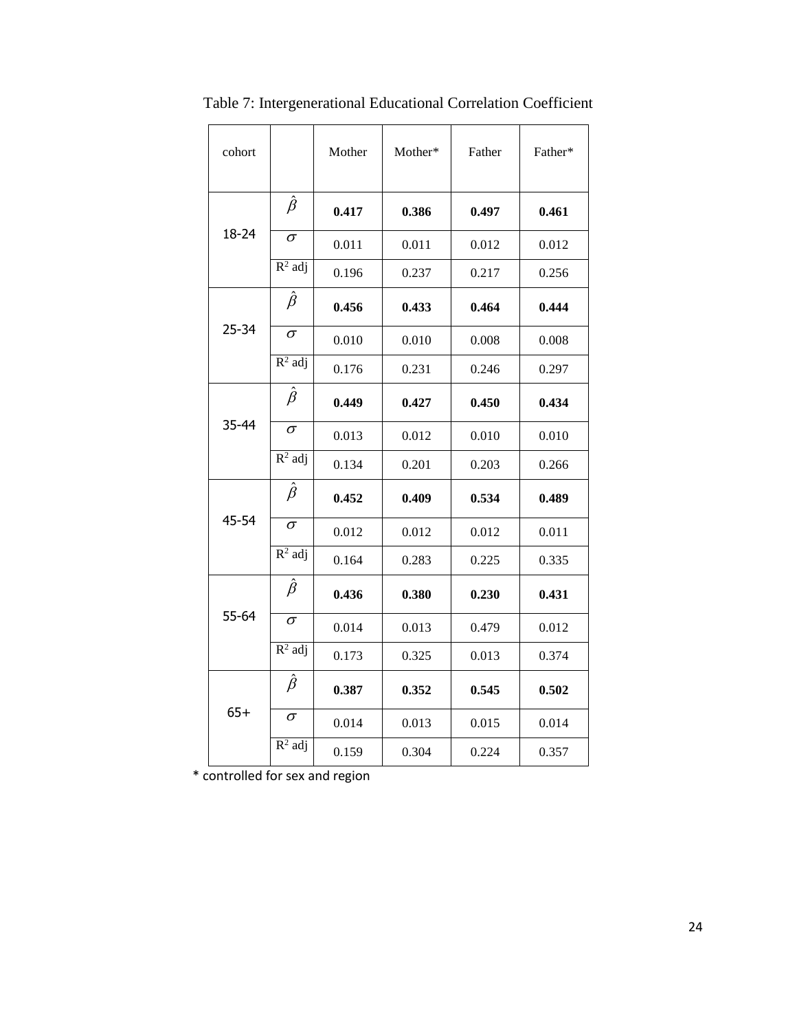Table 7: Intergenerational Educational Correlation Coefficient

| cohort | | Mother | Mother* | Father | Father* |
|---|---|---|---|---|---|
| 18-24 | $\hat{\beta}$ | **0.417** | **0.386** | **0.497** | **0.461** |
| | $\sigma$ | 0.011 | 0.011 | 0.012 | 0.012 |
| | $R^2$ adj | 0.196 | 0.237 | 0.217 | 0.256 |
| 25-34 | $\hat{\beta}$ | **0.456** | **0.433** | **0.464** | **0.444** |
| | $\sigma$ | 0.010 | 0.010 | 0.008 | 0.008 |
| | $R^2$ adj | 0.176 | 0.231 | 0.246 | 0.297 |
| 35-44 | $\hat{\beta}$ | **0.449** | **0.427** | **0.450** | **0.434** |
| | $\sigma$ | 0.013 | 0.012 | 0.010 | 0.010 |
| | $R^2$ adj | 0.134 | 0.201 | 0.203 | 0.266 |
| 45-54 | $\hat{\beta}$ | **0.452** | **0.409** | **0.534** | **0.489** |
| | $\sigma$ | 0.012 | 0.012 | 0.012 | 0.011 |
| | $R^2$ adj | 0.164 | 0.283 | 0.225 | 0.335 |
| 55-64 | $\hat{\beta}$ | **0.436** | **0.380** | **0.230** | **0.431** |
| | $\sigma$ | 0.014 | 0.013 | 0.479 | 0.012 |
| | $R^2$ adj | 0.173 | 0.325 | 0.013 | 0.374 |
| 65+ | $\hat{\beta}$ | **0.387** | **0.352** | **0.545** | **0.502** |
| | $\sigma$ | 0.014 | 0.013 | 0.015 | 0.014 |
| | $R^2$ adj | 0.159 | 0.304 | 0.224 | 0.357 |

* controlled for sex and region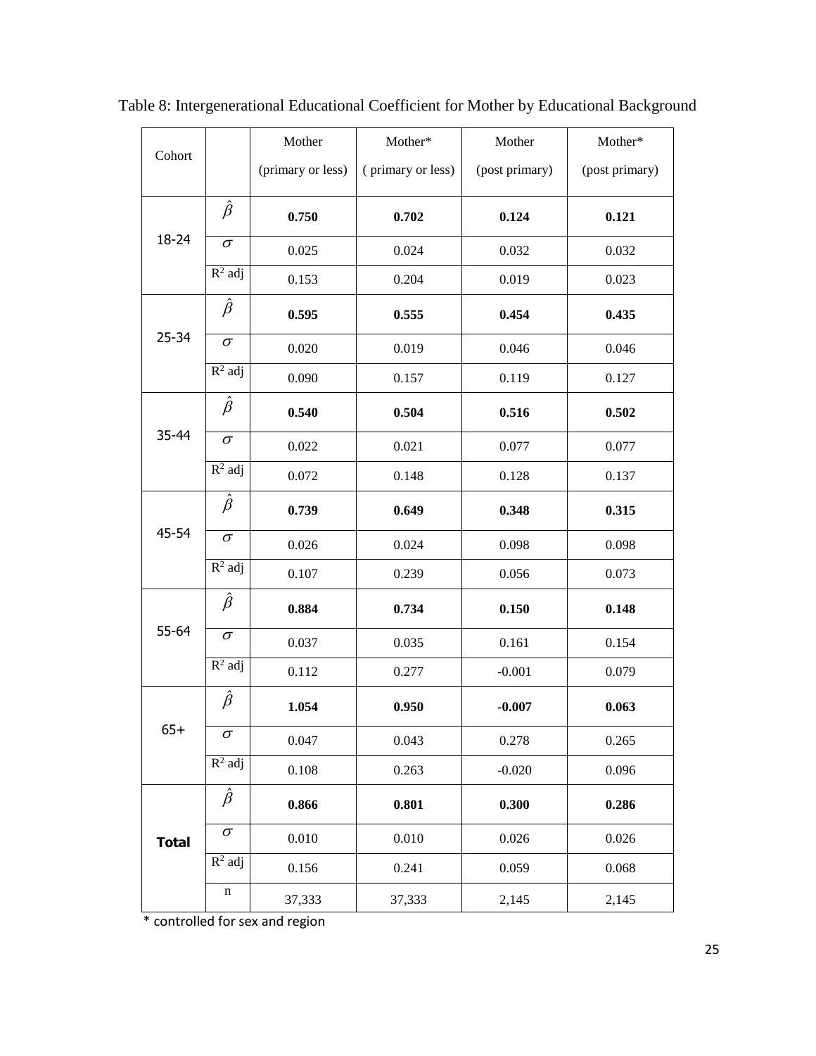Table 8: Intergenerational Educational Coefficient for Mother by Educational Background

| Cohort | | Mother (primary or less) | Mother* ( primary or less) | Mother (post primary) | Mother* (post primary) |
|---|---|---|---|---|---|
| 18-24 | $\hat{\beta}$ | **0.750** | **0.702** | **0.124** | **0.121** |
| | $\sigma$ | 0.025 | 0.024 | 0.032 | 0.032 |
| | $R^2$ adj | 0.153 | 0.204 | 0.019 | 0.023 |
| 25-34 | $\hat{\beta}$ | **0.595** | **0.555** | **0.454** | **0.435** |
| | $\sigma$ | 0.020 | 0.019 | 0.046 | 0.046 |
| | $R^2$ adj | 0.090 | 0.157 | 0.119 | 0.127 |
| 35-44 | $\hat{\beta}$ | **0.540** | **0.504** | **0.516** | **0.502** |
| | $\sigma$ | 0.022 | 0.021 | 0.077 | 0.077 |
| | $R^2$ adj | 0.072 | 0.148 | 0.128 | 0.137 |
| 45-54 | $\hat{\beta}$ | **0.739** | **0.649** | **0.348** | **0.315** |
| | $\sigma$ | 0.026 | 0.024 | 0.098 | 0.098 |
| | $R^2$ adj | 0.107 | 0.239 | 0.056 | 0.073 |
| 55-64 | $\hat{\beta}$ | **0.884** | **0.734** | **0.150** | **0.148** |
| | $\sigma$ | 0.037 | 0.035 | 0.161 | 0.154 |
| | $R^2$ adj | 0.112 | 0.277 | -0.001 | 0.079 |
| 65+ | $\hat{\beta}$ | **1.054** | **0.950** | **-0.007** | **0.063** |
| | $\sigma$ | 0.047 | 0.043 | 0.278 | 0.265 |
| | $R^2$ adj | 0.108 | 0.263 | -0.020 | 0.096 |
| **Total** | $\hat{\beta}$ | **0.866** | **0.801** | **0.300** | **0.286** |
| | $\sigma$ | 0.010 | 0.010 | 0.026 | 0.026 |
| | $R^2$ adj | 0.156 | 0.241 | 0.059 | 0.068 |
| | n | 37,333 | 37,333 | 2,145 | 2,145 |

\* controlled for sex and region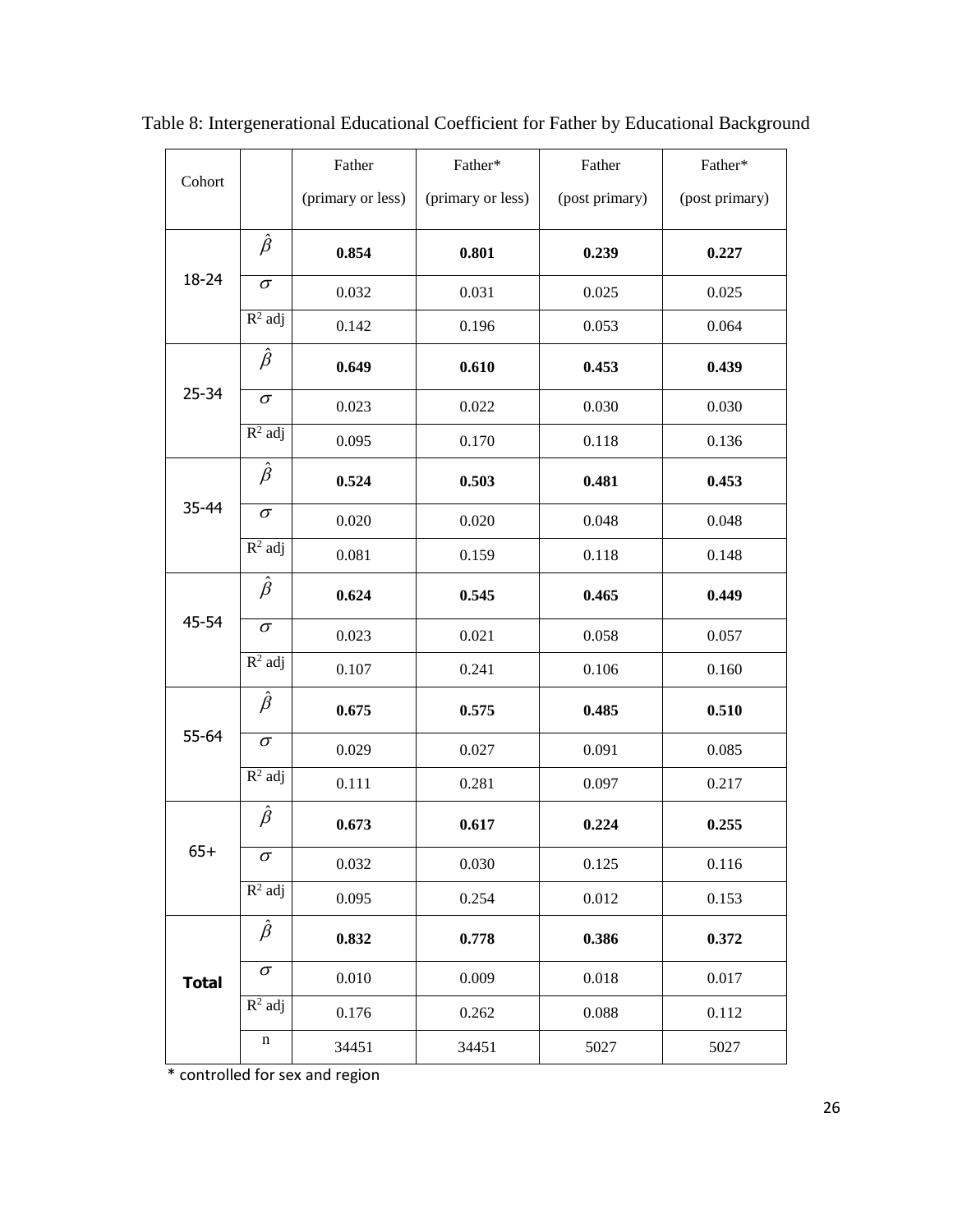Table 8: Intergenerational Educational Coefficient for Father by Educational Background

| Cohort | | Father (primary or less) | Father* (primary or less) | Father (post primary) | Father* (post primary) |
|---|---|---|---|---|---|
| 18-24 | $\hat{\beta}$ | **0.854** | **0.801** | **0.239** | **0.227** |
| | $\sigma$ | 0.032 | 0.031 | 0.025 | 0.025 |
| | $R^2$ adj | 0.142 | 0.196 | 0.053 | 0.064 |
| 25-34 | $\hat{\beta}$ | **0.649** | **0.610** | **0.453** | **0.439** |
| | $\sigma$ | 0.023 | 0.022 | 0.030 | 0.030 |
| | $R^2$ adj | 0.095 | 0.170 | 0.118 | 0.136 |
| 35-44 | $\hat{\beta}$ | **0.524** | **0.503** | **0.481** | **0.453** |
| | $\sigma$ | 0.020 | 0.020 | 0.048 | 0.048 |
| | $R^2$ adj | 0.081 | 0.159 | 0.118 | 0.148 |
| 45-54 | $\hat{\beta}$ | **0.624** | **0.545** | **0.465** | **0.449** |
| | $\sigma$ | 0.023 | 0.021 | 0.058 | 0.057 |
| | $R^2$ adj | 0.107 | 0.241 | 0.106 | 0.160 |
| 55-64 | $\hat{\beta}$ | **0.675** | **0.575** | **0.485** | **0.510** |
| | $\sigma$ | 0.029 | 0.027 | 0.091 | 0.085 |
| | $R^2$ adj | 0.111 | 0.281 | 0.097 | 0.217 |
| 65+ | $\hat{\beta}$ | **0.673** | **0.617** | **0.224** | **0.255** |
| | $\sigma$ | 0.032 | 0.030 | 0.125 | 0.116 |
| | $R^2$ adj | 0.095 | 0.254 | 0.012 | 0.153 |
| **Total** | $\hat{\beta}$ | **0.832** | **0.778** | **0.386** | **0.372** |
| | $\sigma$ | 0.010 | 0.009 | 0.018 | 0.017 |
| | $R^2$ adj | 0.176 | 0.262 | 0.088 | 0.112 |
| | n | 34451 | 34451 | 5027 | 5027 |

* controlled for sex and region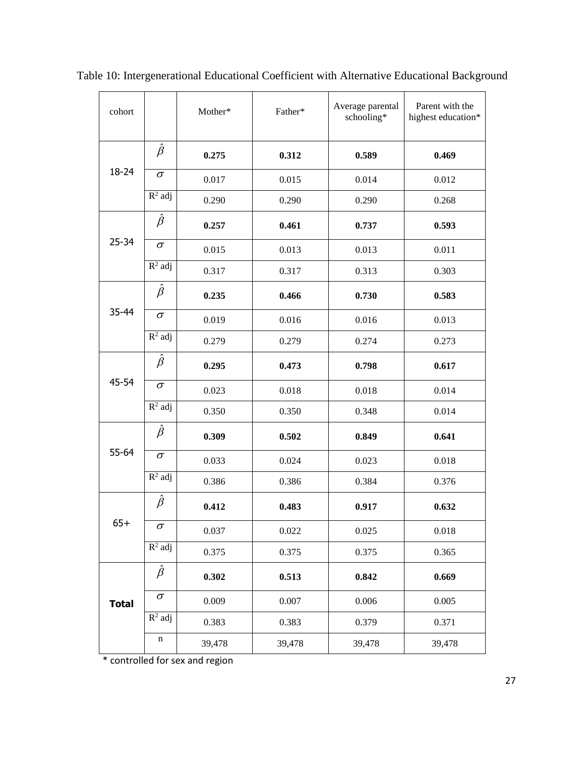Table 10: Intergenerational Educational Coefficient with Alternative Educational Background

| cohort | | Mother* | Father* | Average parental schooling* | Parent with the highest education* |
|---|---|---|---|---|---|
| 18-24 | $\hat{\beta}$ | **0.275** | **0.312** | **0.589** | **0.469** |
| | $\sigma$ | 0.017 | 0.015 | 0.014 | 0.012 |
| | $R^2$ adj | 0.290 | 0.290 | 0.290 | 0.268 |
| 25-34 | $\hat{\beta}$ | **0.257** | **0.461** | **0.737** | **0.593** |
| | $\sigma$ | 0.015 | 0.013 | 0.013 | 0.011 |
| | $R^2$ adj | 0.317 | 0.317 | 0.313 | 0.303 |
| 35-44 | $\hat{\beta}$ | **0.235** | **0.466** | **0.730** | **0.583** |
| | $\sigma$ | 0.019 | 0.016 | 0.016 | 0.013 |
| | $R^2$ adj | 0.279 | 0.279 | 0.274 | 0.273 |
| 45-54 | $\hat{\beta}$ | **0.295** | **0.473** | **0.798** | **0.617** |
| | $\sigma$ | 0.023 | 0.018 | 0.018 | 0.014 |
| | $R^2$ adj | 0.350 | 0.350 | 0.348 | 0.014 |
| 55-64 | $\hat{\beta}$ | **0.309** | **0.502** | **0.849** | **0.641** |
| | $\sigma$ | 0.033 | 0.024 | 0.023 | 0.018 |
| | $R^2$ adj | 0.386 | 0.386 | 0.384 | 0.376 |
| 65+ | $\hat{\beta}$ | **0.412** | **0.483** | **0.917** | **0.632** |
| | $\sigma$ | 0.037 | 0.022 | 0.025 | 0.018 |
| | $R^2$ adj | 0.375 | 0.375 | 0.375 | 0.365 |
| **Total** | $\hat{\beta}$ | **0.302** | **0.513** | **0.842** | **0.669** |
| | $\sigma$ | 0.009 | 0.007 | 0.006 | 0.005 |
| | $R^2$ adj | 0.383 | 0.383 | 0.379 | 0.371 |
| | n | 39,478 | 39,478 | 39,478 | 39,478 |

* controlled for sex and region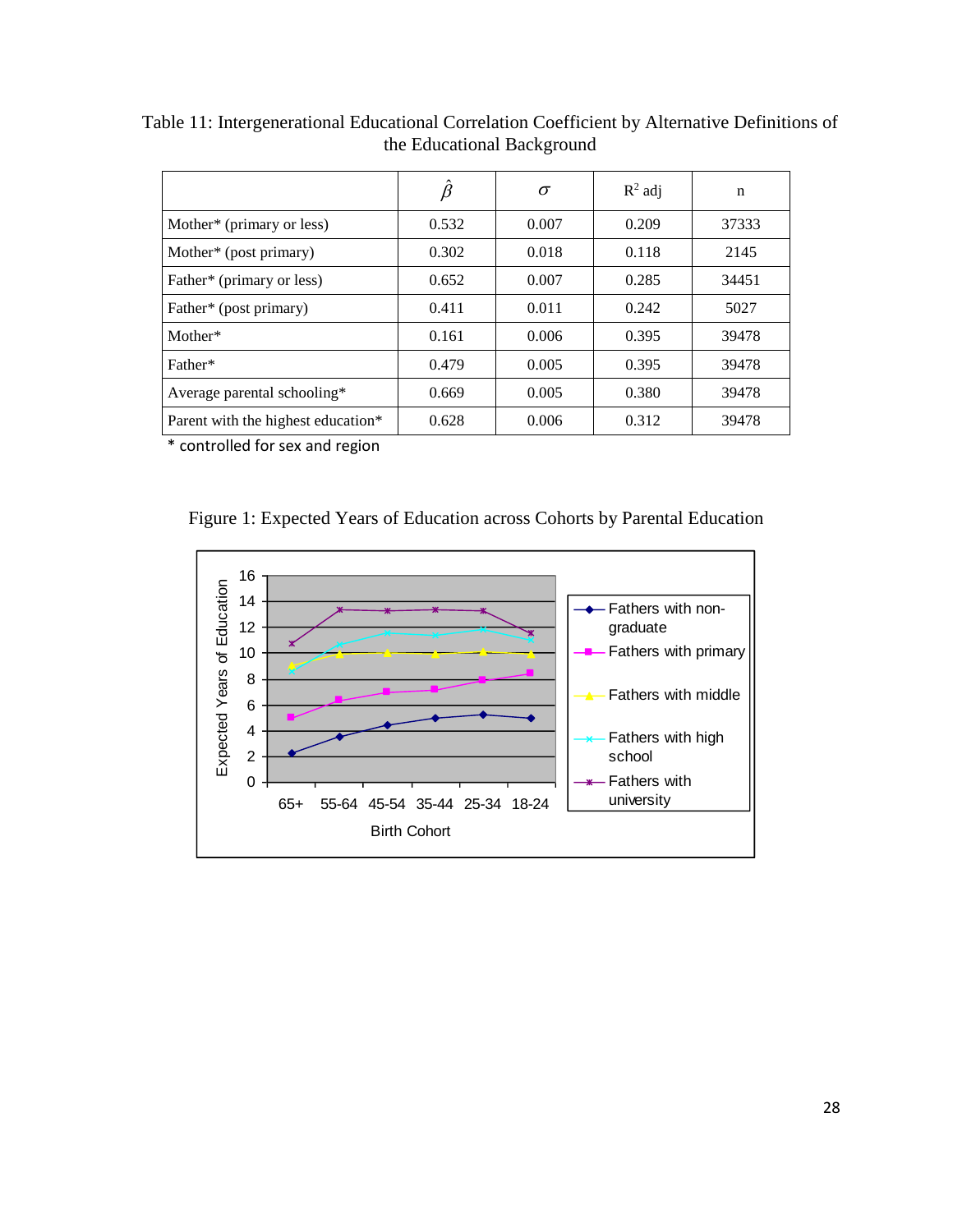Table 11: Intergenerational Educational Correlation Coefficient by Alternative Definitions of the Educational Background

| | $\hat{\beta}$ | $\sigma$ | $R^2$ adj | n |
|---|---|---|---|---|
| Mother* (primary or less) | 0.532 | 0.007 | 0.209 | 37333 |
| Mother* (post primary) | 0.302 | 0.018 | 0.118 | 2145 |
| Father* (primary or less) | 0.652 | 0.007 | 0.285 | 34451 |
| Father* (post primary) | 0.411 | 0.011 | 0.242 | 5027 |
| Mother* | 0.161 | 0.006 | 0.395 | 39478 |
| Father* | 0.479 | 0.005 | 0.395 | 39478 |
| Average parental schooling* | 0.669 | 0.005 | 0.380 | 39478 |
| Parent with the highest education* | 0.628 | 0.006 | 0.312 | 39478 |

* controlled for sex and region

Figure 1: Expected Years of Education across Cohorts by Parental Education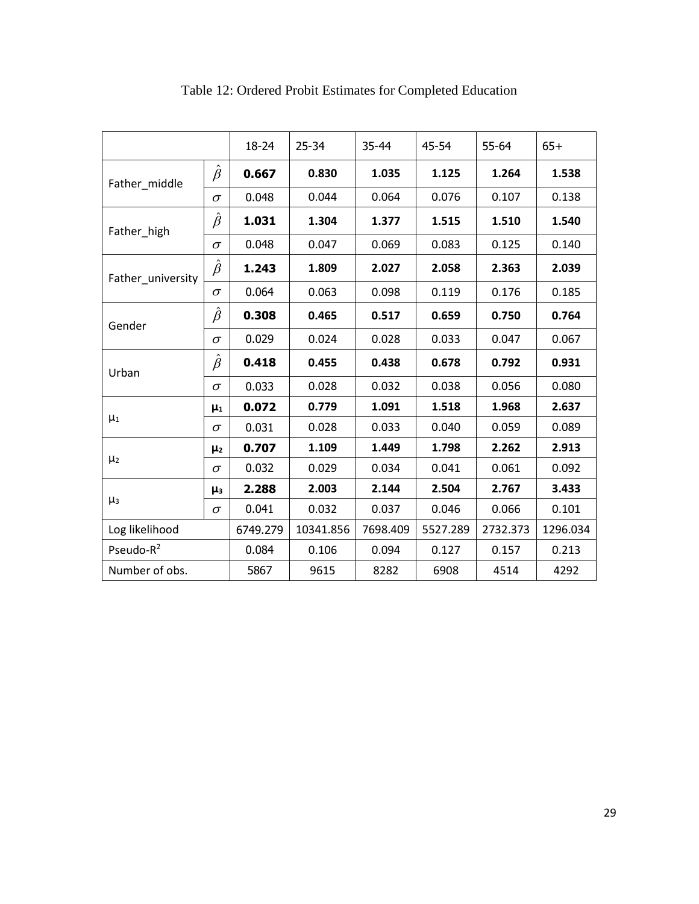Table 12: Ordered Probit Estimates for Completed Education

| | | 18-24 | 25-34 | 35-44 | 45-54 | 55-64 | 65+ |
|---|---|---|---|---|---|---|---|
| Father_middle | $\hat{\beta}$ | **0.667** | **0.830** | **1.035** | **1.125** | **1.264** | **1.538** |
| | $\sigma$ | 0.048 | 0.044 | 0.064 | 0.076 | 0.107 | 0.138 |
| Father_high | $\hat{\beta}$ | **1.031** | **1.304** | **1.377** | **1.515** | **1.510** | **1.540** |
| | $\sigma$ | 0.048 | 0.047 | 0.069 | 0.083 | 0.125 | 0.140 |
| Father_university | $\hat{\beta}$ | **1.243** | **1.809** | **2.027** | **2.058** | **2.363** | **2.039** |
| | $\sigma$ | 0.064 | 0.063 | 0.098 | 0.119 | 0.176 | 0.185 |
| Gender | $\hat{\beta}$ | **0.308** | **0.465** | **0.517** | **0.659** | **0.750** | **0.764** |
| | $\sigma$ | 0.029 | 0.024 | 0.028 | 0.033 | 0.047 | 0.067 |
| Urban | $\hat{\beta}$ | **0.418** | **0.455** | **0.438** | **0.678** | **0.792** | **0.931** |
| | $\sigma$ | 0.033 | 0.028 | 0.032 | 0.038 | 0.056 | 0.080 |
| $\mu_1$ | $\mu_1$ | **0.072** | **0.779** | **1.091** | **1.518** | **1.968** | **2.637** |
| | $\sigma$ | 0.031 | 0.028 | 0.033 | 0.040 | 0.059 | 0.089 |
| $\mu_2$ | $\mu_2$ | **0.707** | **1.109** | **1.449** | **1.798** | **2.262** | **2.913** |
| | $\sigma$ | 0.032 | 0.029 | 0.034 | 0.041 | 0.061 | 0.092 |
| $\mu_3$ | $\mu_3$ | **2.288** | **2.003** | **2.144** | **2.504** | **2.767** | **3.433** |
| | $\sigma$ | 0.041 | 0.032 | 0.037 | 0.046 | 0.066 | 0.101 |
| Log likelihood | | 6749.279 | 10341.856 | 7698.409 | 5527.289 | 2732.373 | 1296.034 |
| Pseudo-$R^2$ | | 0.084 | 0.106 | 0.094 | 0.127 | 0.157 | 0.213 |
| Number of obs. | | 5867 | 9615 | 8282 | 6908 | 4514 | 4292 |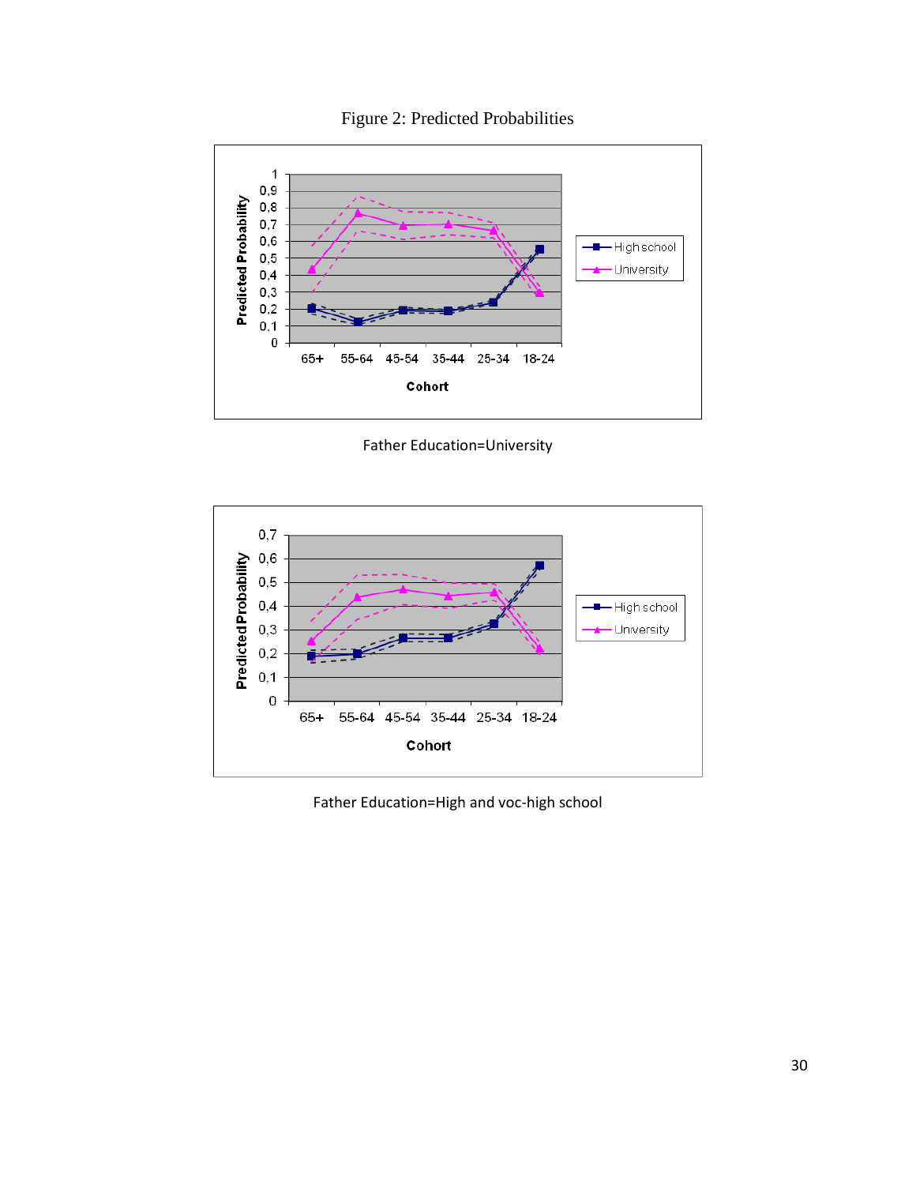Figure 2: Predicted Probabilities

Father Education=University

Father Education=High and voc-high school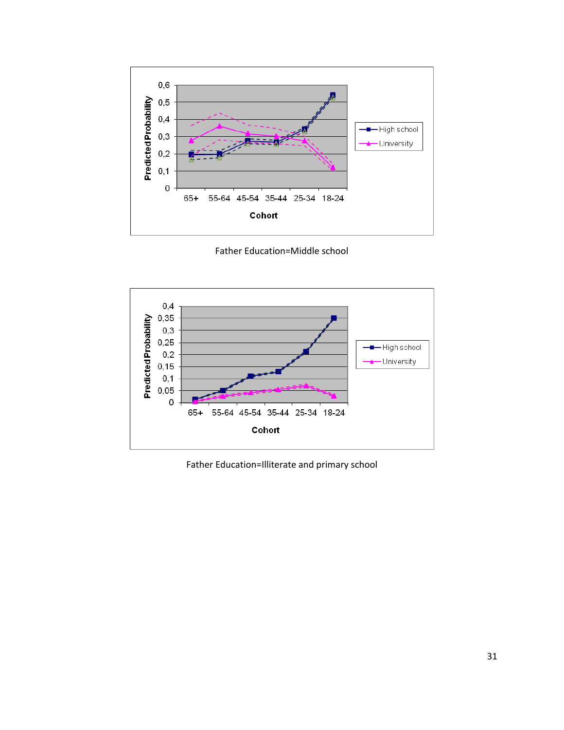Father Education=Middle school

Father Education=Illiterate and primary school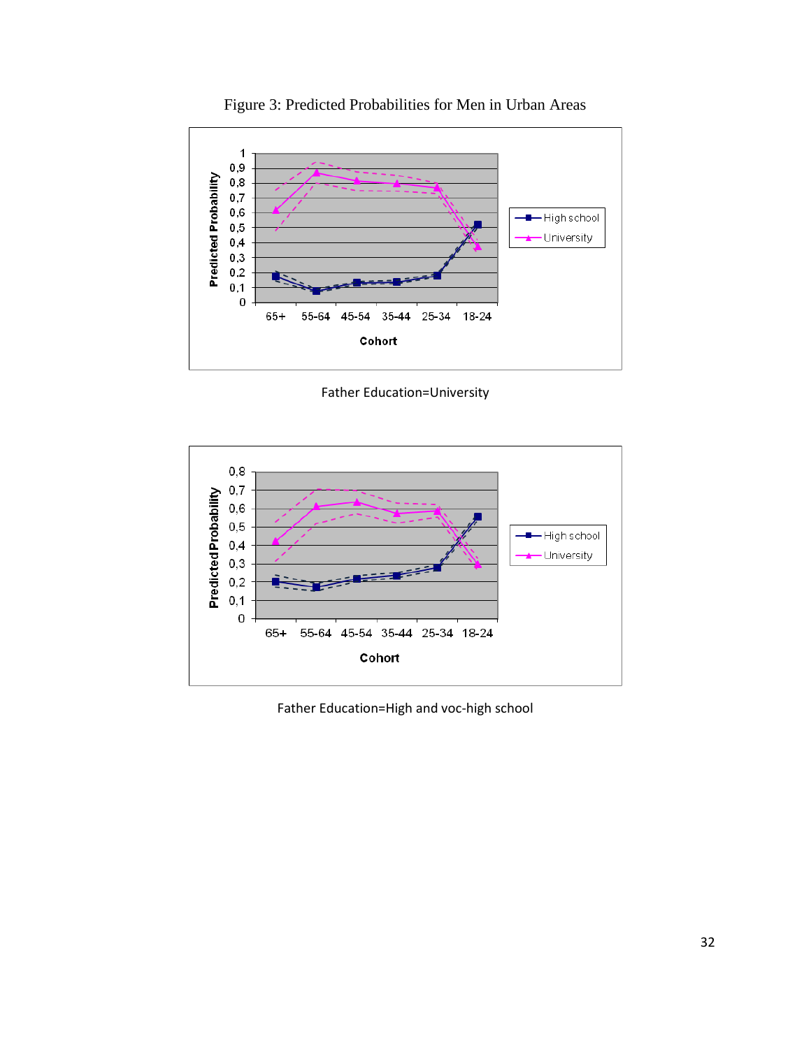Figure 3: Predicted Probabilities for Men in Urban Areas

Father Education=University

Father Education=High and voc-high school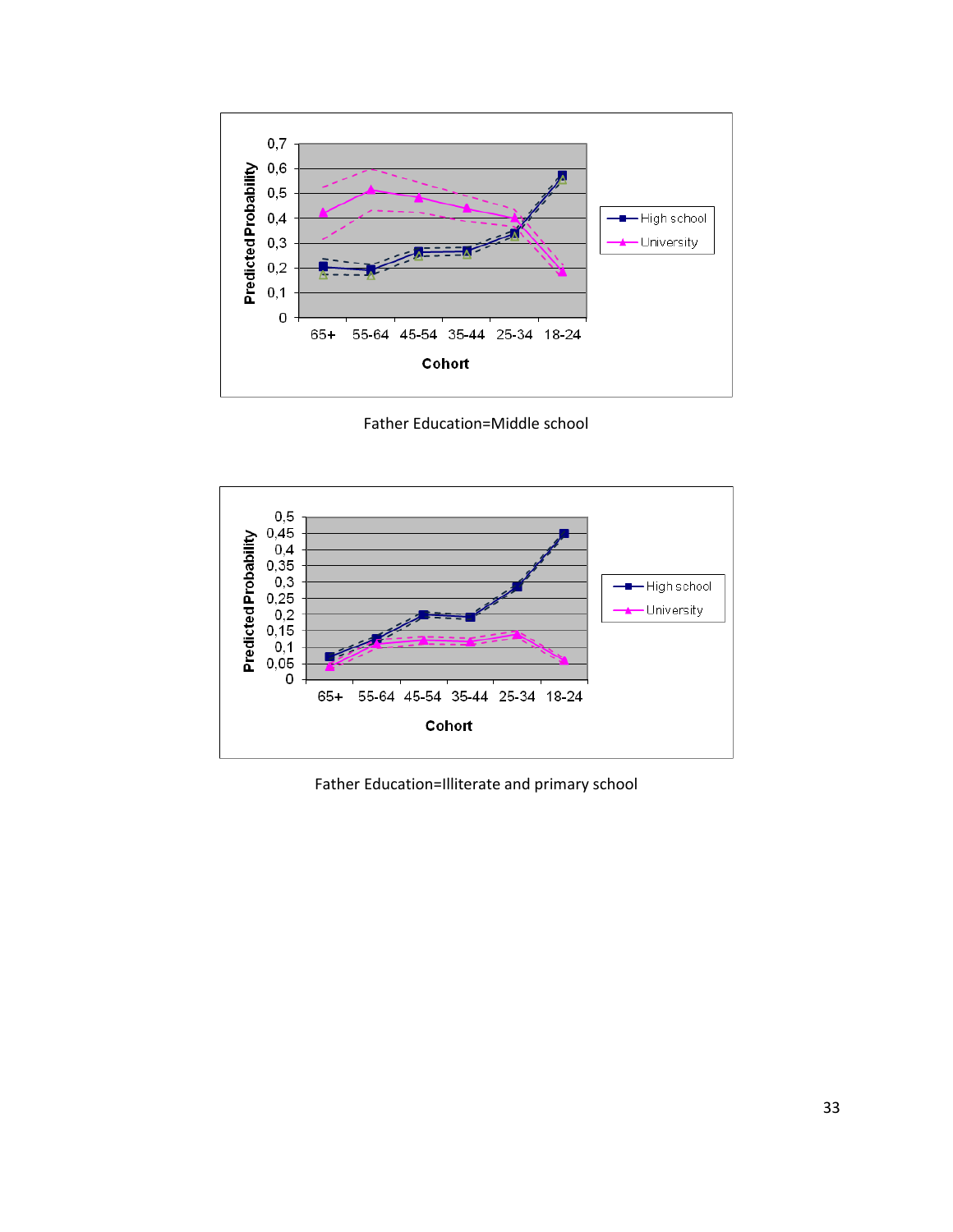Father Education=Middle school

Father Education=Illiterate and primary school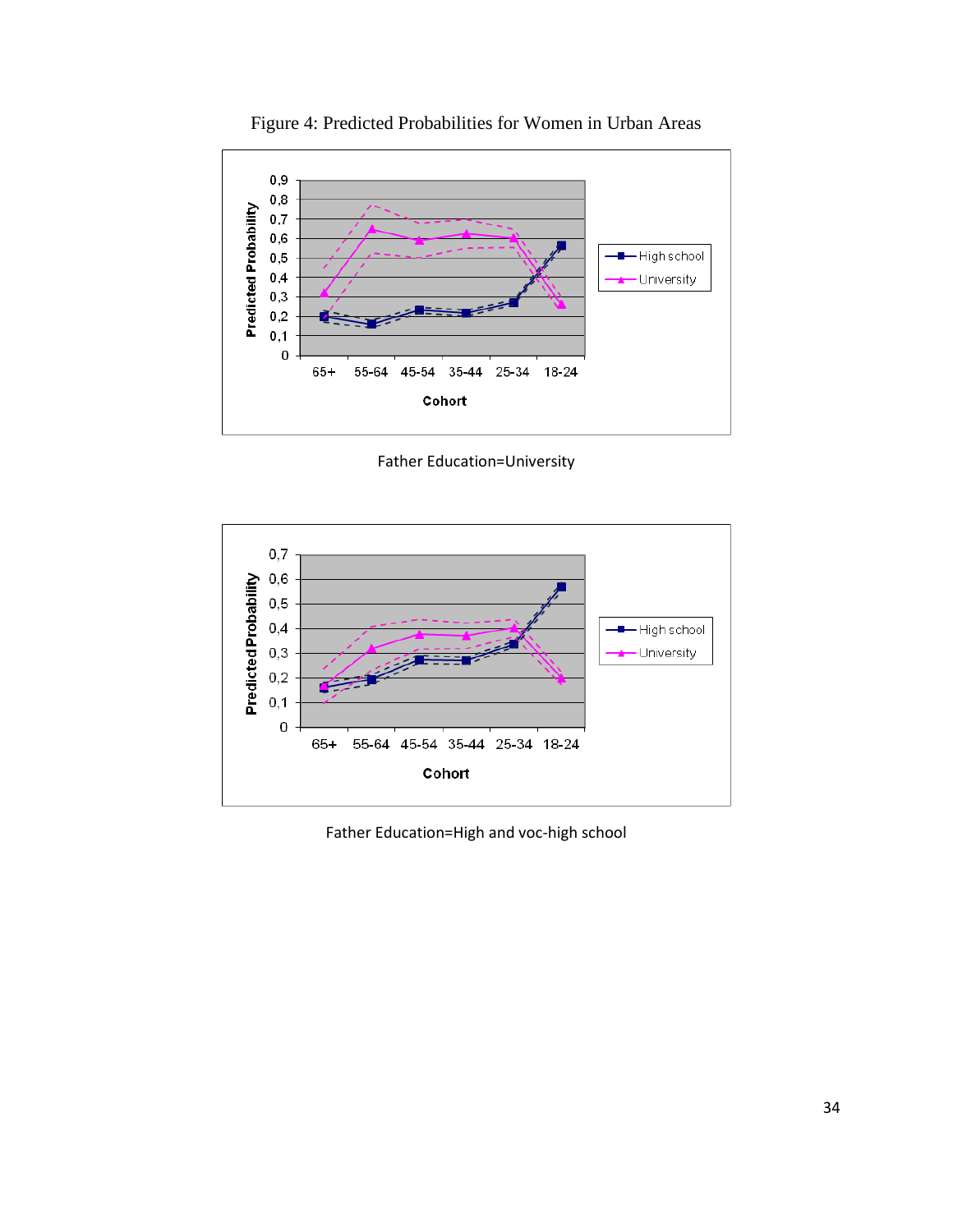Figure 4: Predicted Probabilities for Women in Urban Areas

Father Education=University

Father Education=High and voc-high school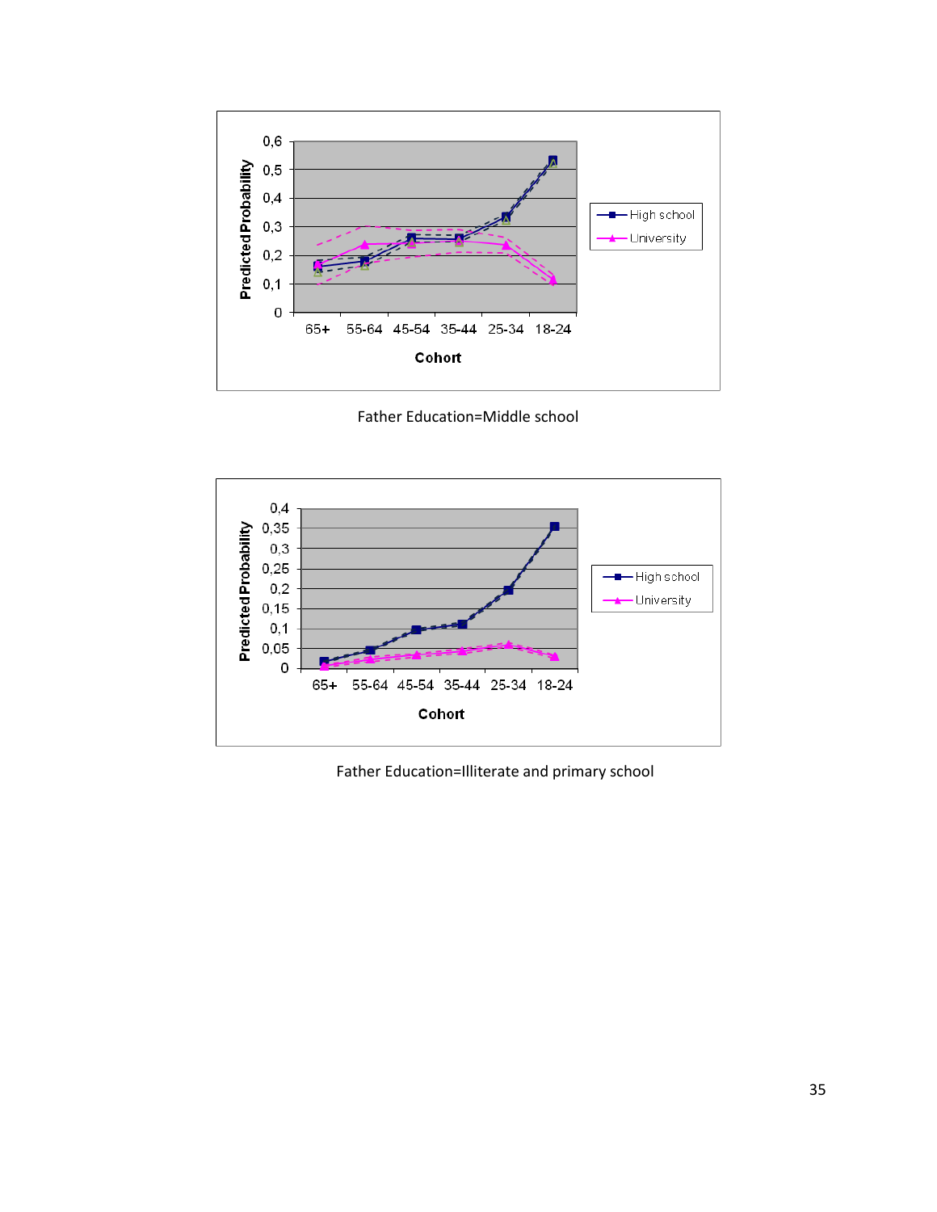Predicted Probability

0,6
0,5
0,4
0,3
0,2
0,1
0

65+ 55-64 45-54 35-44 25-34 18-24

Cohort

High school
University

Father Education=Middle school

Predicted Probability

0,4
0,35
0,3
0,25
0,2
0,15
0,1
0,05
0

65+ 55-64 45-54 35-44 25-34 18-24

Cohort

High school
University

Father Education=Illiterate and primary school